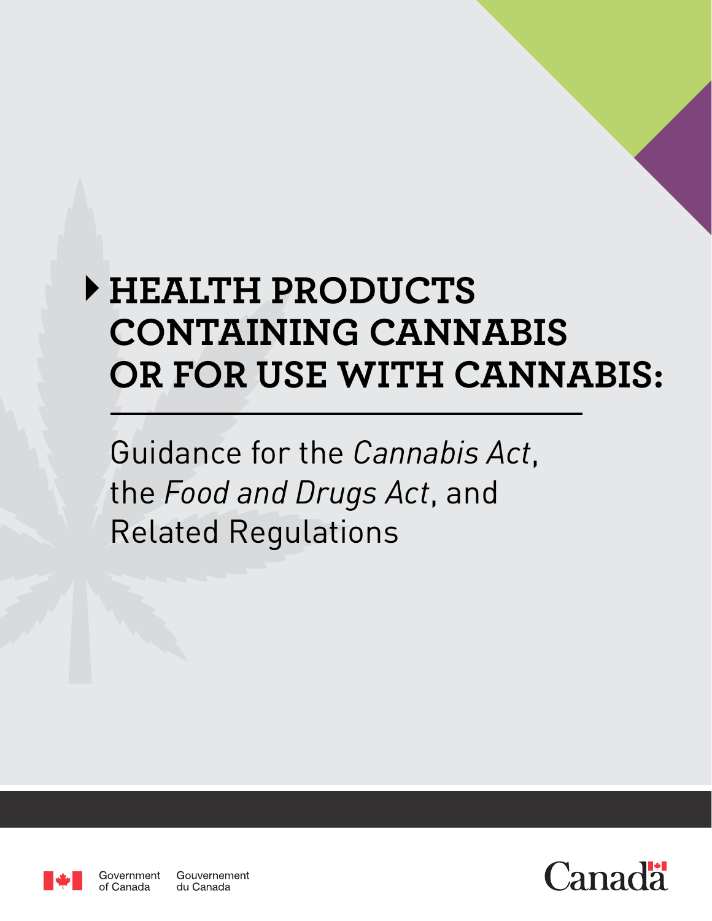# HEALTH PRODUCTS CONTAINING CANNABIS OR FOR USE WITH CANNABIS:

Guidance for the *Cannabis Act*, the *Food and Drugs Act*, and Related Regulations

Government of Canada Gouvernement du Canada

Canada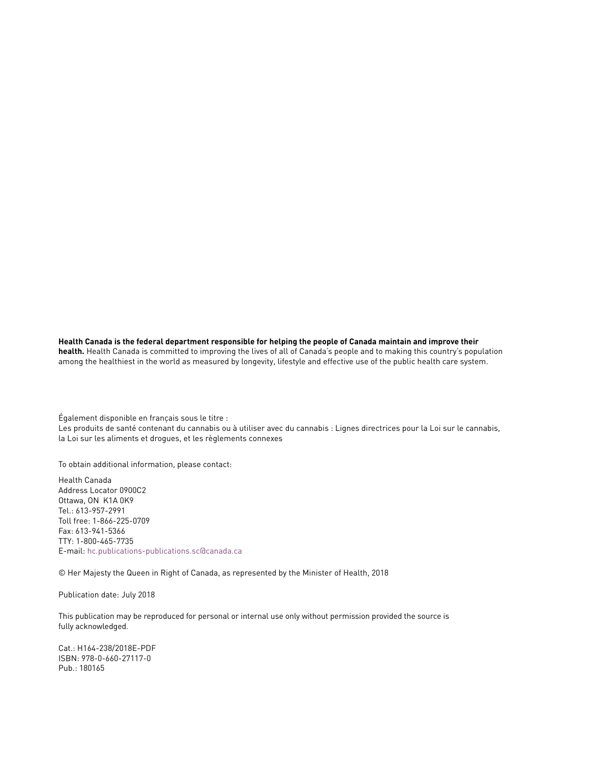**Health Canada is the federal department responsible for helping the people of Canada maintain and improve their health.** Health Canada is committed to improving the lives of all of Canada's people and to making this country's population among the healthiest in the world as measured by longevity, lifestyle and effective use of the public health care system.

Également disponible en français sous le titre :
Les produits de santé contenant du cannabis ou à utiliser avec du cannabis : Lignes directrices pour la Loi sur le cannabis, la Loi sur les aliments et drogues, et les règlements connexes

To obtain additional information, please contact:

Health Canada
Address Locator 0900C2
Ottawa, ON K1A 0K9
Tel.: 613-957-2991
Toll free: 1-866-225-0709
Fax: 613-941-5366
TTY: 1-800-465-7735
E-mail: hc.publications-publications.sc@canada.ca

© Her Majesty the Queen in Right of Canada, as represented by the Minister of Health, 2018

Publication date: July 2018

This publication may be reproduced for personal or internal use only without permission provided the source is fully acknowledged.

Cat.: H164-238/2018E-PDF
ISBN: 978-0-660-27117-0
Pub.: 180165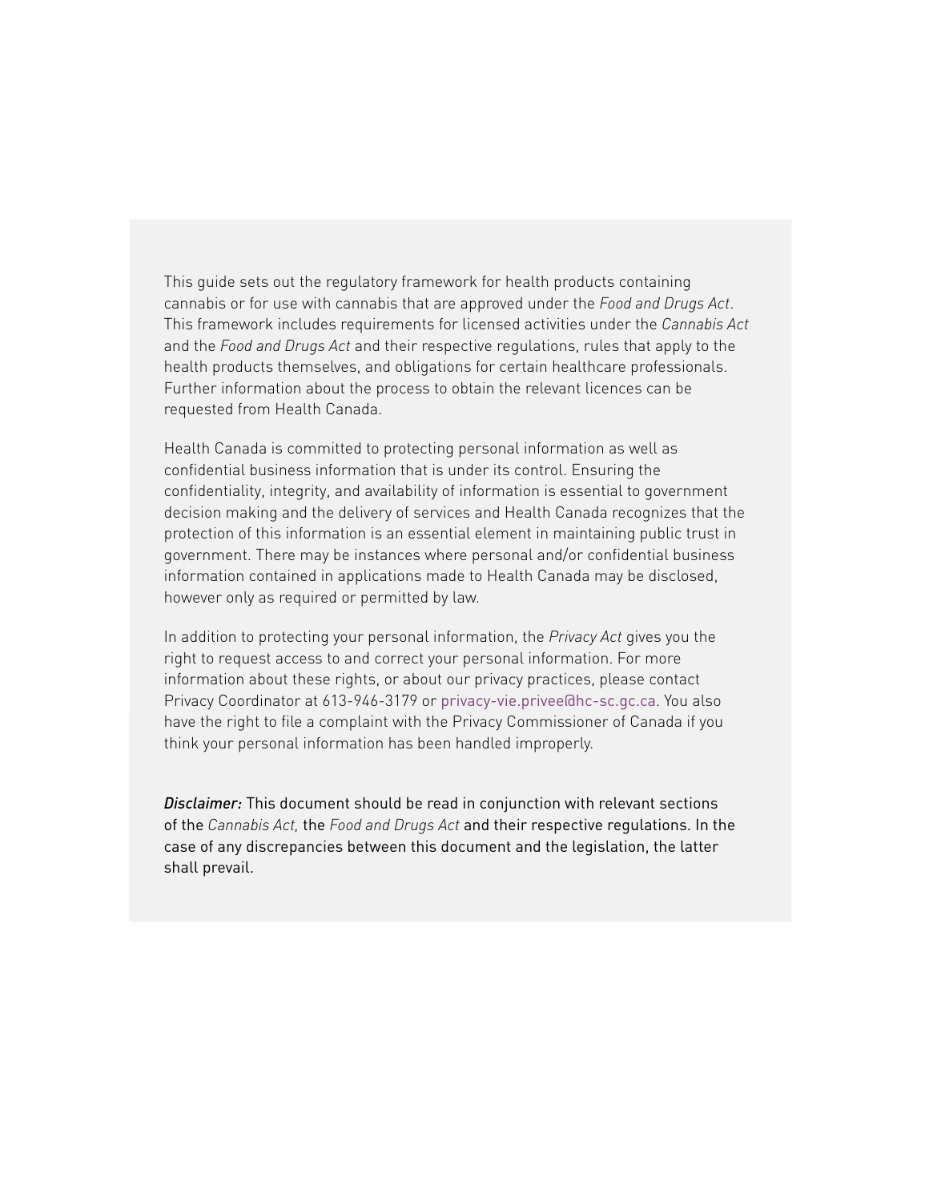This guide sets out the regulatory framework for health products containing cannabis or for use with cannabis that are approved under the *Food and Drugs Act*. This framework includes requirements for licensed activities under the *Cannabis Act* and the *Food and Drugs Act* and their respective regulations, rules that apply to the health products themselves, and obligations for certain healthcare professionals. Further information about the process to obtain the relevant licences can be requested from Health Canada.

Health Canada is committed to protecting personal information as well as confidential business information that is under its control. Ensuring the confidentiality, integrity, and availability of information is essential to government decision making and the delivery of services and Health Canada recognizes that the protection of this information is an essential element in maintaining public trust in government. There may be instances where personal and/or confidential business information contained in applications made to Health Canada may be disclosed, however only as required or permitted by law.

In addition to protecting your personal information, the *Privacy Act* gives you the right to request access to and correct your personal information. For more information about these rights, or about our privacy practices, please contact Privacy Coordinator at 613-946-3179 or privacy-vie.privee@hc-sc.gc.ca. You also have the right to file a complaint with the Privacy Commissioner of Canada if you think your personal information has been handled improperly.

*Disclaimer:* This document should be read in conjunction with relevant sections of the *Cannabis Act,* the *Food and Drugs Act* and their respective regulations. In the case of any discrepancies between this document and the legislation, the latter shall prevail.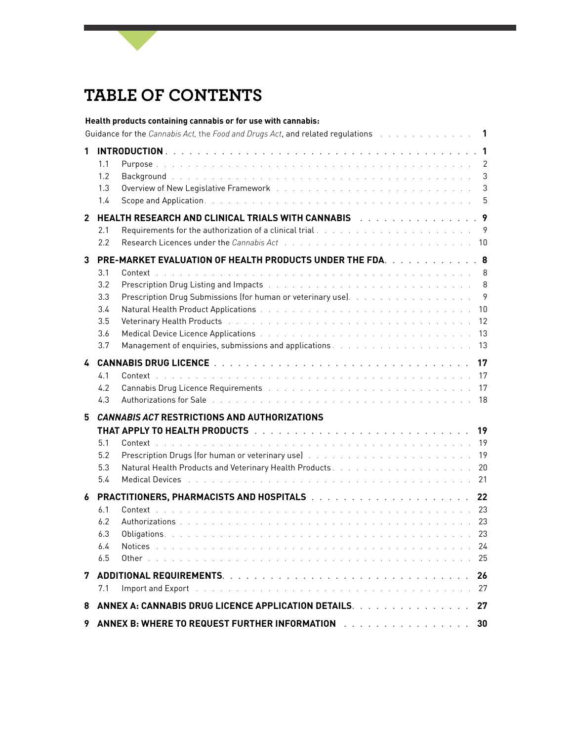# TABLE OF CONTENTS

**Health products containing cannabis or for use with cannabis:**
Guidance for the *Cannabis Act*, the *Food and Drugs Act*, and related regulations . . . . . . . . . . . . 1

**1 INTRODUCTION** . . . . . . . . . . . . . . . . . . . . . . . . . . . . . . . . . . . . . **1**
- 1.1 Purpose . . . . . . . . . . . . . . . . . . . . . . . . . . . . . . . . . . . . . . 2
- 1.2 Background . . . . . . . . . . . . . . . . . . . . . . . . . . . . . . . . . . . . 3
- 1.3 Overview of New Legislative Framework . . . . . . . . . . . . . . . . . . . . . . . 3
- 1.4 Scope and Application . . . . . . . . . . . . . . . . . . . . . . . . . . . . . . . 5

**2 HEALTH RESEARCH AND CLINICAL TRIALS WITH CANNABIS** . . . . . . . . . . . . . . . **9**
- 2.1 Requirements for the authorization of a clinical trial . . . . . . . . . . . . . . . . . 9
- 2.2 Research Licences under the *Cannabis Act* . . . . . . . . . . . . . . . . . . . . . 10

**3 PRE-MARKET EVALUATION OF HEALTH PRODUCTS UNDER THE FDA** . . . . . . . . . . . . **8**
- 3.1 Context . . . . . . . . . . . . . . . . . . . . . . . . . . . . . . . . . . . . . . 8
- 3.2 Prescription Drug Listing and Impacts . . . . . . . . . . . . . . . . . . . . . . . . 8
- 3.3 Prescription Drug Submissions (for human or veterinary use) . . . . . . . . . . . . . . 9
- 3.4 Natural Health Product Applications . . . . . . . . . . . . . . . . . . . . . . . . . 10
- 3.5 Veterinary Health Products . . . . . . . . . . . . . . . . . . . . . . . . . . . . . 12
- 3.6 Medical Device Licence Applications . . . . . . . . . . . . . . . . . . . . . . . . . 13
- 3.7 Management of enquiries, submissions and applications . . . . . . . . . . . . . . . . 13

**4 CANNABIS DRUG LICENCE** . . . . . . . . . . . . . . . . . . . . . . . . . . . . . . **17**
- 4.1 Context . . . . . . . . . . . . . . . . . . . . . . . . . . . . . . . . . . . . . . 17
- 4.2 Cannabis Drug Licence Requirements . . . . . . . . . . . . . . . . . . . . . . . . . 17
- 4.3 Authorizations for Sale . . . . . . . . . . . . . . . . . . . . . . . . . . . . . . . 18

**5 *CANNABIS ACT* RESTRICTIONS AND AUTHORIZATIONS THAT APPLY TO HEALTH PRODUCTS** . . . . **19**
- 5.1 Context . . . . . . . . . . . . . . . . . . . . . . . . . . . . . . . . . . . . . . 19
- 5.2 Prescription Drugs (for human or veterinary use) . . . . . . . . . . . . . . . . . . . 19
- 5.3 Natural Health Products and Veterinary Health Products . . . . . . . . . . . . . . . . 20
- 5.4 Medical Devices . . . . . . . . . . . . . . . . . . . . . . . . . . . . . . . . . . . 21

**6 PRACTITIONERS, PHARMACISTS AND HOSPITALS** . . . . . . . . . . . . . . . . . . . . **22**
- 6.1 Context . . . . . . . . . . . . . . . . . . . . . . . . . . . . . . . . . . . . . . 23
- 6.2 Authorizations . . . . . . . . . . . . . . . . . . . . . . . . . . . . . . . . . . . 23
- 6.3 Obligations . . . . . . . . . . . . . . . . . . . . . . . . . . . . . . . . . . . . 23
- 6.4 Notices . . . . . . . . . . . . . . . . . . . . . . . . . . . . . . . . . . . . . . 24
- 6.5 Other . . . . . . . . . . . . . . . . . . . . . . . . . . . . . . . . . . . . . . . 25

**7 ADDITIONAL REQUIREMENTS** . . . . . . . . . . . . . . . . . . . . . . . . . . . . . **26**
- 7.1 Import and Export . . . . . . . . . . . . . . . . . . . . . . . . . . . . . . . . . 27

**8 ANNEX A: CANNABIS DRUG LICENCE APPLICATION DETAILS** . . . . . . . . . . . . . . . **27**

**9 ANNEX B: WHERE TO REQUEST FURTHER INFORMATION** . . . . . . . . . . . . . . . . . **30**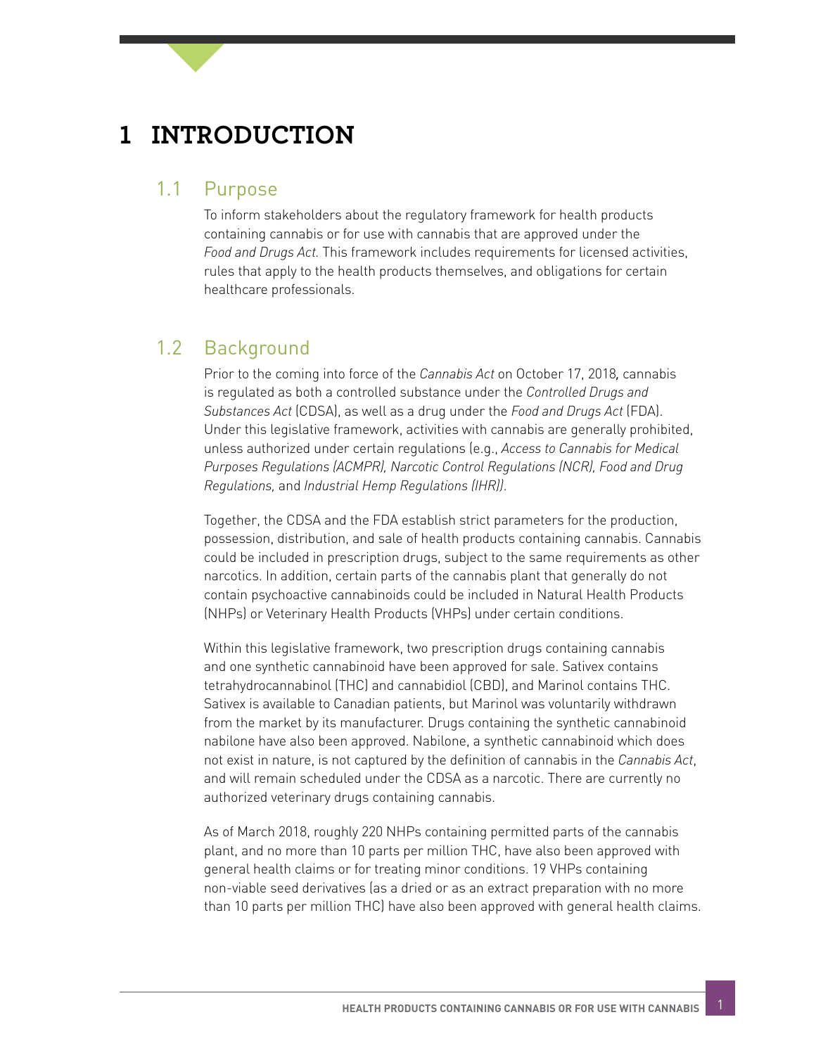# 1 INTRODUCTION

## 1.1 Purpose

To inform stakeholders about the regulatory framework for health products containing cannabis or for use with cannabis that are approved under the *Food and Drugs Act*. This framework includes requirements for licensed activities, rules that apply to the health products themselves, and obligations for certain healthcare professionals.

## 1.2 Background

Prior to the coming into force of the *Cannabis Act* on October 17, 2018*,* cannabis is regulated as both a controlled substance under the *Controlled Drugs and Substances Act* (CDSA), as well as a drug under the *Food and Drugs Act* (FDA). Under this legislative framework, activities with cannabis are generally prohibited, unless authorized under certain regulations (e.g., *Access to Cannabis for Medical Purposes Regulations (ACMPR), Narcotic Control Regulations (NCR), Food and Drug Regulations,* and *Industrial Hemp Regulations (IHR))*.

Together, the CDSA and the FDA establish strict parameters for the production, possession, distribution, and sale of health products containing cannabis. Cannabis could be included in prescription drugs, subject to the same requirements as other narcotics. In addition, certain parts of the cannabis plant that generally do not contain psychoactive cannabinoids could be included in Natural Health Products (NHPs) or Veterinary Health Products (VHPs) under certain conditions.

Within this legislative framework, two prescription drugs containing cannabis and one synthetic cannabinoid have been approved for sale. Sativex contains tetrahydrocannabinol (THC) and cannabidiol (CBD), and Marinol contains THC. Sativex is available to Canadian patients, but Marinol was voluntarily withdrawn from the market by its manufacturer. Drugs containing the synthetic cannabinoid nabilone have also been approved. Nabilone, a synthetic cannabinoid which does not exist in nature, is not captured by the definition of cannabis in the *Cannabis Act*, and will remain scheduled under the CDSA as a narcotic. There are currently no authorized veterinary drugs containing cannabis.

As of March 2018, roughly 220 NHPs containing permitted parts of the cannabis plant, and no more than 10 parts per million THC, have also been approved with general health claims or for treating minor conditions. 19 VHPs containing non-viable seed derivatives (as a dried or as an extract preparation with no more than 10 parts per million THC) have also been approved with general health claims.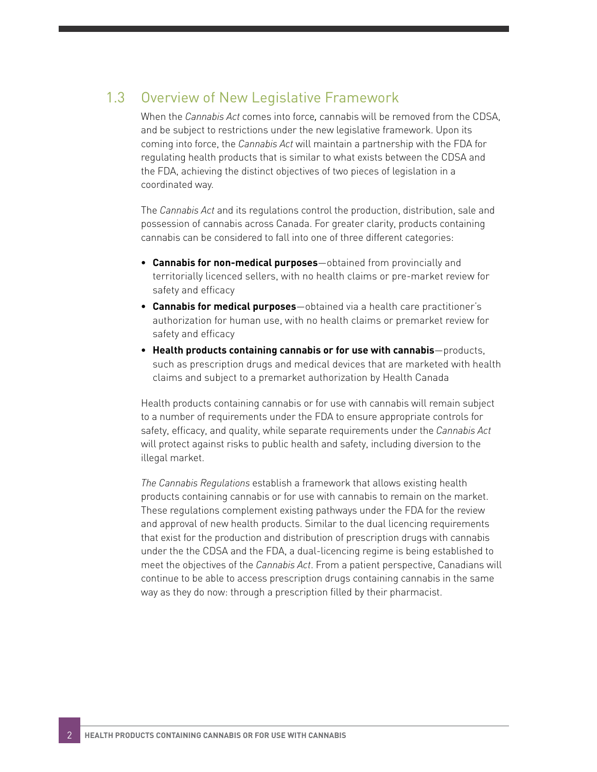## 1.3 Overview of New Legislative Framework

When the *Cannabis Act* comes into force, cannabis will be removed from the CDSA, and be subject to restrictions under the new legislative framework. Upon its coming into force, the *Cannabis Act* will maintain a partnership with the FDA for regulating health products that is similar to what exists between the CDSA and the FDA, achieving the distinct objectives of two pieces of legislation in a coordinated way.

The *Cannabis Act* and its regulations control the production, distribution, sale and possession of cannabis across Canada. For greater clarity, products containing cannabis can be considered to fall into one of three different categories:

- **Cannabis for non-medical purposes**—obtained from provincially and territorially licenced sellers, with no health claims or pre-market review for safety and efficacy
- **Cannabis for medical purposes**—obtained via a health care practitioner's authorization for human use, with no health claims or premarket review for safety and efficacy
- **Health products containing cannabis or for use with cannabis**—products, such as prescription drugs and medical devices that are marketed with health claims and subject to a premarket authorization by Health Canada

Health products containing cannabis or for use with cannabis will remain subject to a number of requirements under the FDA to ensure appropriate controls for safety, efficacy, and quality, while separate requirements under the *Cannabis Act* will protect against risks to public health and safety, including diversion to the illegal market.

*The Cannabis Regulations* establish a framework that allows existing health products containing cannabis or for use with cannabis to remain on the market. These regulations complement existing pathways under the FDA for the review and approval of new health products. Similar to the dual licencing requirements that exist for the production and distribution of prescription drugs with cannabis under the the CDSA and the FDA, a dual-licencing regime is being established to meet the objectives of the *Cannabis Act*. From a patient perspective, Canadians will continue to be able to access prescription drugs containing cannabis in the same way as they do now: through a prescription filled by their pharmacist.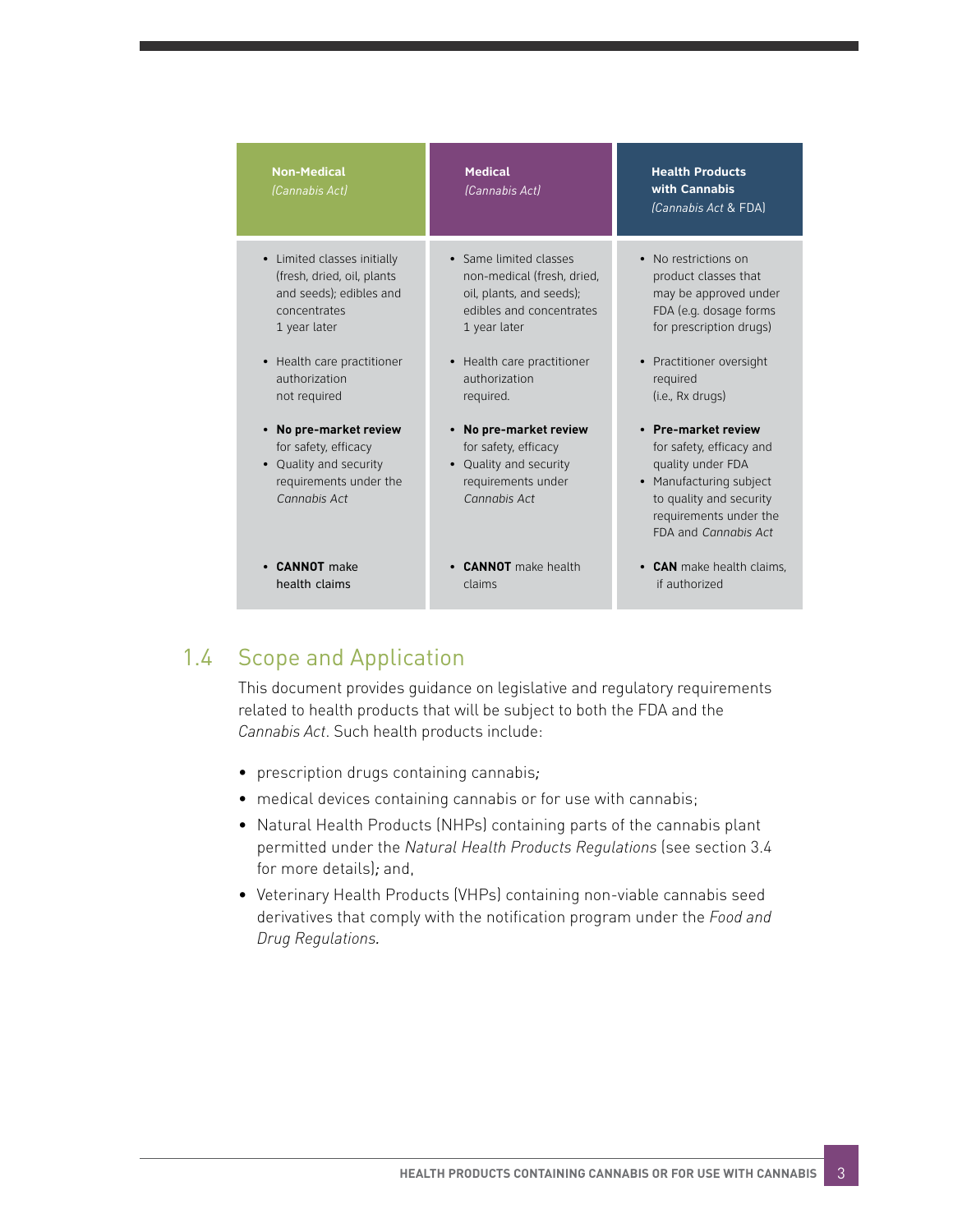| **Non-Medical** *(Cannabis Act)* | **Medical** *(Cannabis Act)* | **Health Products with Cannabis** *(Cannabis Act* & FDA) |
|---|---|---|
| • Limited classes initially (fresh, dried, oil, plants and seeds); edibles and concentrates 1 year later<br><br>• Health care practitioner authorization not required<br><br>• **No pre-market review** for safety, efficacy<br>• Quality and security requirements under the *Cannabis Act*<br><br>• **CANNOT** make health claims | • Same limited classes non-medical (fresh, dried, oil, plants, and seeds); edibles and concentrates 1 year later<br><br>• Health care practitioner authorization required.<br><br>• **No pre-market review** for safety, efficacy<br>• Quality and security requirements under *Cannabis Act*<br><br>• **CANNOT** make health claims | • No restrictions on product classes that may be approved under FDA (e.g. dosage forms for prescription drugs)<br><br>• Practitioner oversight required (i.e., Rx drugs)<br><br>• **Pre-market review** for safety, efficacy and quality under FDA<br>• Manufacturing subject to quality and security requirements under the FDA and *Cannabis Act*<br><br>• **CAN** make health claims, if authorized |

## 1.4 Scope and Application

This document provides guidance on legislative and regulatory requirements related to health products that will be subject to both the FDA and the *Cannabis Act*. Such health products include:

- prescription drugs containing cannabis;
- medical devices containing cannabis or for use with cannabis;
- Natural Health Products (NHPs) containing parts of the cannabis plant permitted under the *Natural Health Products Regulations* (see section 3.4 for more details); and,
- Veterinary Health Products (VHPs) containing non-viable cannabis seed derivatives that comply with the notification program under the *Food and Drug Regulations*.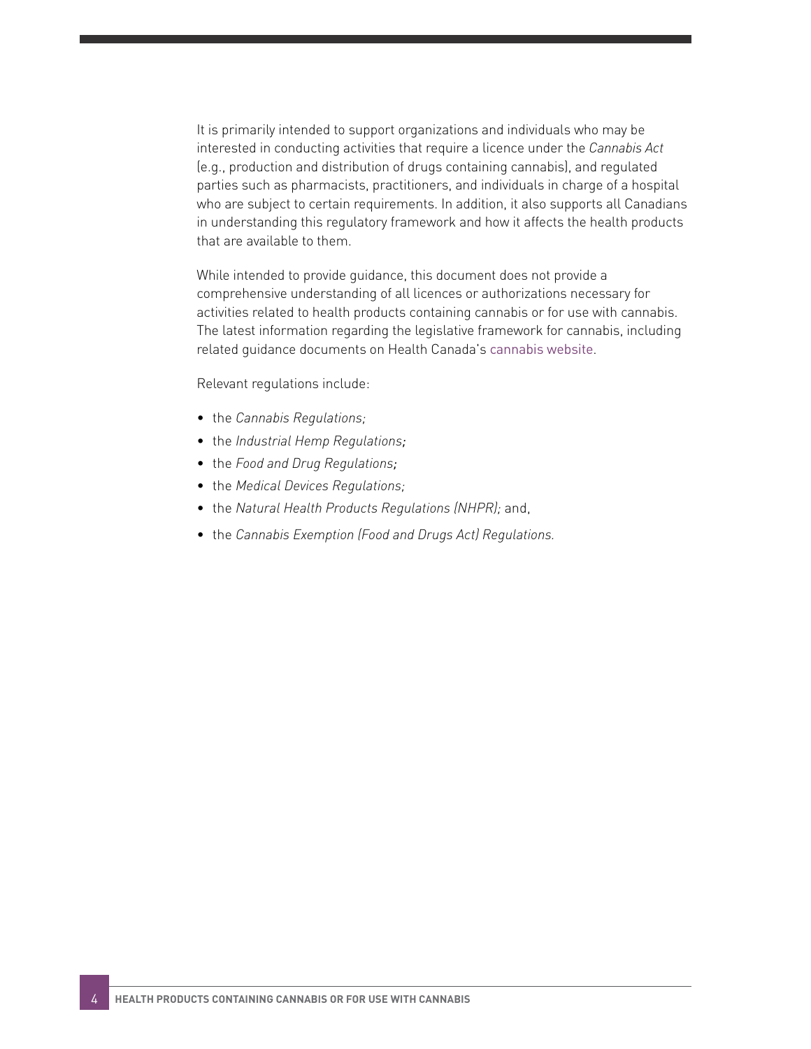It is primarily intended to support organizations and individuals who may be interested in conducting activities that require a licence under the *Cannabis Act* (e.g., production and distribution of drugs containing cannabis), and regulated parties such as pharmacists, practitioners, and individuals in charge of a hospital who are subject to certain requirements. In addition, it also supports all Canadians in understanding this regulatory framework and how it affects the health products that are available to them.

While intended to provide guidance, this document does not provide a comprehensive understanding of all licences or authorizations necessary for activities related to health products containing cannabis or for use with cannabis. The latest information regarding the legislative framework for cannabis, including related guidance documents on Health Canada's cannabis website.

Relevant regulations include:

- the *Cannabis Regulations;*
- the *Industrial Hemp Regulations;*
- the *Food and Drug Regulations;*
- the *Medical Devices Regulations;*
- the *Natural Health Products Regulations (NHPR);* and,
- the *Cannabis Exemption (Food and Drugs Act) Regulations.*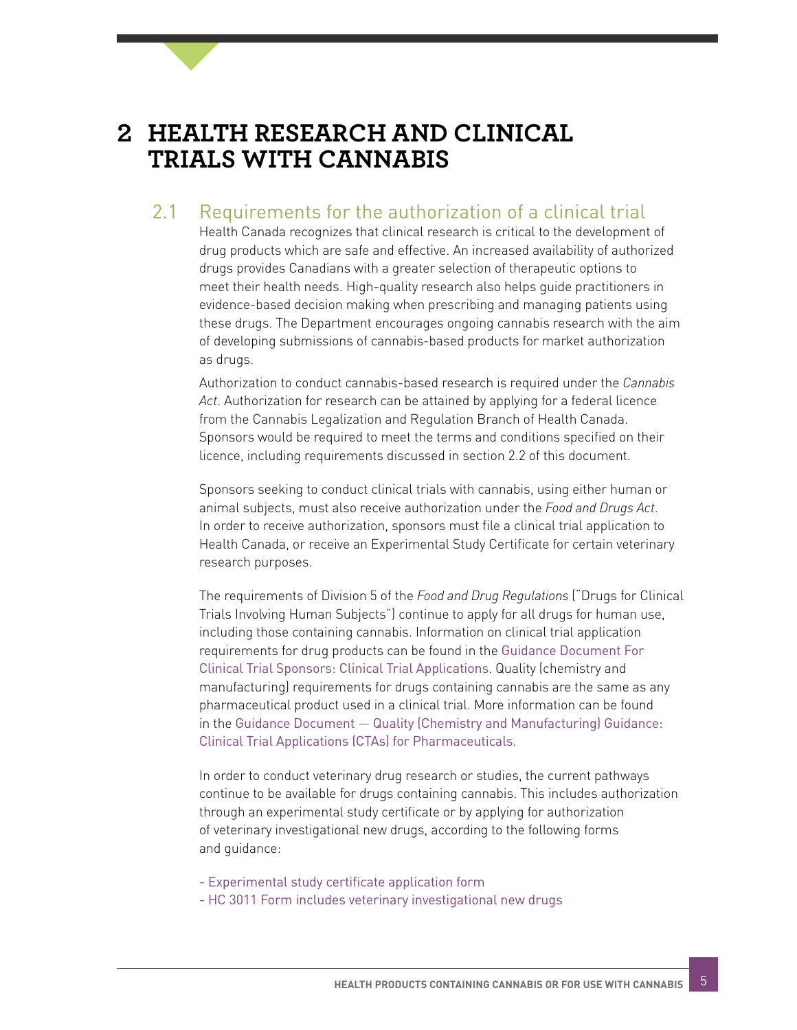# 2 HEALTH RESEARCH AND CLINICAL TRIALS WITH CANNABIS

## 2.1 Requirements for the authorization of a clinical trial

Health Canada recognizes that clinical research is critical to the development of drug products which are safe and effective. An increased availability of authorized drugs provides Canadians with a greater selection of therapeutic options to meet their health needs. High-quality research also helps guide practitioners in evidence-based decision making when prescribing and managing patients using these drugs. The Department encourages ongoing cannabis research with the aim of developing submissions of cannabis-based products for market authorization as drugs.

Authorization to conduct cannabis-based research is required under the *Cannabis Act*. Authorization for research can be attained by applying for a federal licence from the Cannabis Legalization and Regulation Branch of Health Canada. Sponsors would be required to meet the terms and conditions specified on their licence, including requirements discussed in section 2.2 of this document.

Sponsors seeking to conduct clinical trials with cannabis, using either human or animal subjects, must also receive authorization under the *Food and Drugs Act*. In order to receive authorization, sponsors must file a clinical trial application to Health Canada, or receive an Experimental Study Certificate for certain veterinary research purposes.

The requirements of Division 5 of the *Food and Drug Regulations* ("Drugs for Clinical Trials Involving Human Subjects") continue to apply for all drugs for human use, including those containing cannabis. Information on clinical trial application requirements for drug products can be found in the Guidance Document For Clinical Trial Sponsors: Clinical Trial Applications. Quality (chemistry and manufacturing) requirements for drugs containing cannabis are the same as any pharmaceutical product used in a clinical trial. More information can be found in the Guidance Document — Quality (Chemistry and Manufacturing) Guidance: Clinical Trial Applications (CTAs) for Pharmaceuticals.

In order to conduct veterinary drug research or studies, the current pathways continue to be available for drugs containing cannabis. This includes authorization through an experimental study certificate or by applying for authorization of veterinary investigational new drugs, according to the following forms and guidance:

- Experimental study certificate application form
- HC 3011 Form includes veterinary investigational new drugs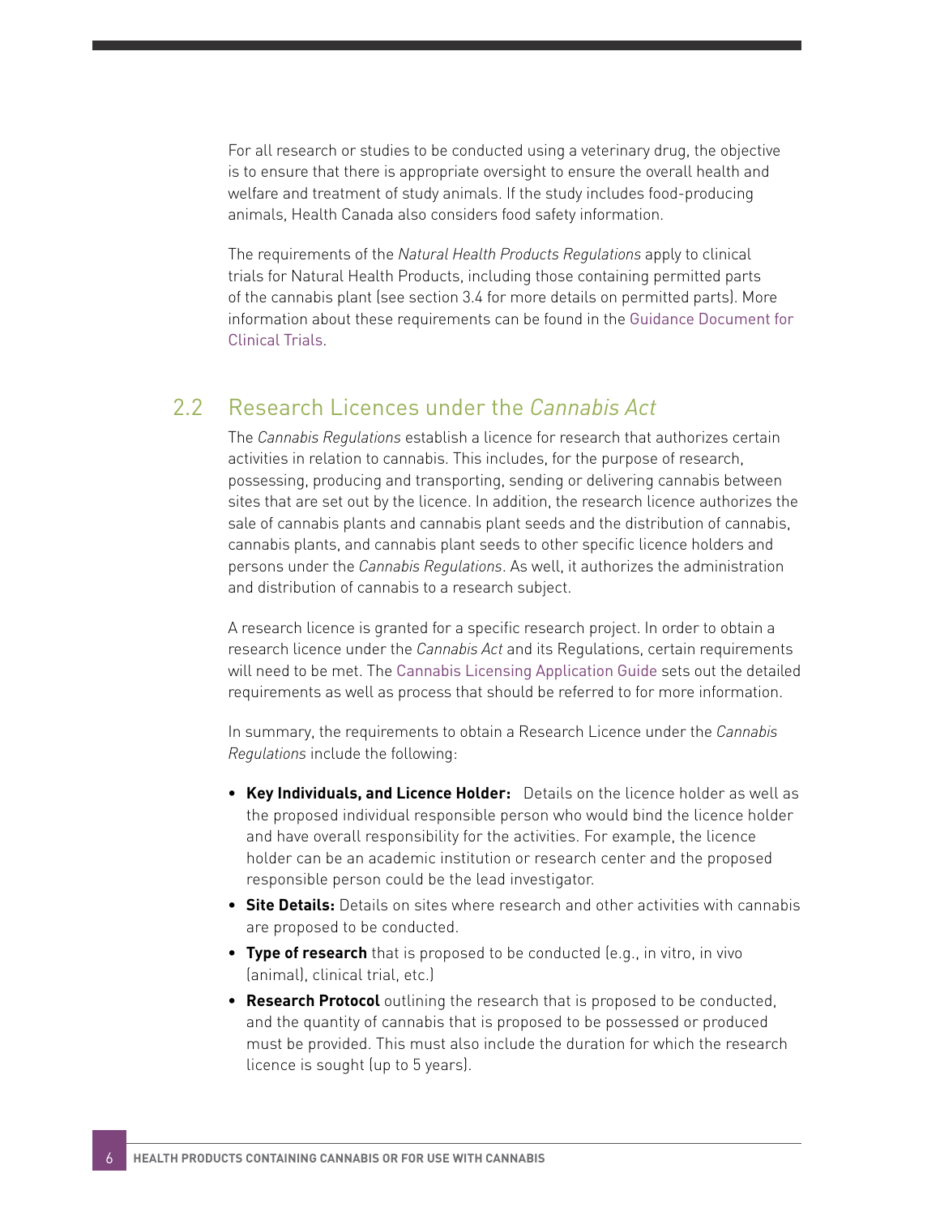For all research or studies to be conducted using a veterinary drug, the objective is to ensure that there is appropriate oversight to ensure the overall health and welfare and treatment of study animals. If the study includes food-producing animals, Health Canada also considers food safety information.

The requirements of the *Natural Health Products Regulations* apply to clinical trials for Natural Health Products, including those containing permitted parts of the cannabis plant (see section 3.4 for more details on permitted parts). More information about these requirements can be found in the Guidance Document for Clinical Trials.

## 2.2 Research Licences under the *Cannabis Act*

The *Cannabis Regulations* establish a licence for research that authorizes certain activities in relation to cannabis. This includes, for the purpose of research, possessing, producing and transporting, sending or delivering cannabis between sites that are set out by the licence. In addition, the research licence authorizes the sale of cannabis plants and cannabis plant seeds and the distribution of cannabis, cannabis plants, and cannabis plant seeds to other specific licence holders and persons under the *Cannabis Regulations*. As well, it authorizes the administration and distribution of cannabis to a research subject.

A research licence is granted for a specific research project. In order to obtain a research licence under the *Cannabis Act* and its Regulations, certain requirements will need to be met. The Cannabis Licensing Application Guide sets out the detailed requirements as well as process that should be referred to for more information.

In summary, the requirements to obtain a Research Licence under the *Cannabis Regulations* include the following:

- **Key Individuals, and Licence Holder:** Details on the licence holder as well as the proposed individual responsible person who would bind the licence holder and have overall responsibility for the activities. For example, the licence holder can be an academic institution or research center and the proposed responsible person could be the lead investigator.
- **Site Details:** Details on sites where research and other activities with cannabis are proposed to be conducted.
- **Type of research** that is proposed to be conducted (e.g., in vitro, in vivo (animal), clinical trial, etc.)
- **Research Protocol** outlining the research that is proposed to be conducted, and the quantity of cannabis that is proposed to be possessed or produced must be provided. This must also include the duration for which the research licence is sought (up to 5 years).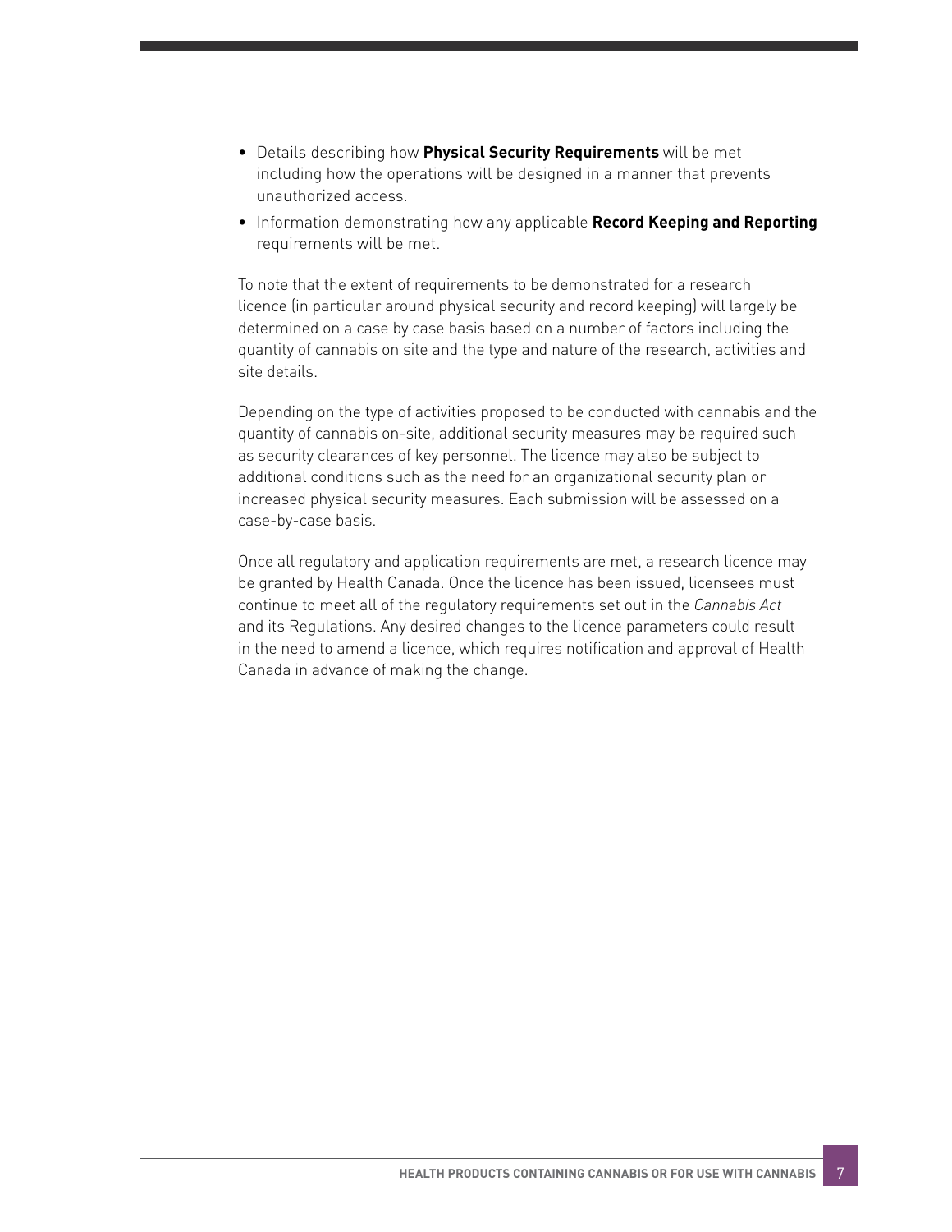- Details describing how **Physical Security Requirements** will be met including how the operations will be designed in a manner that prevents unauthorized access.
- Information demonstrating how any applicable **Record Keeping and Reporting** requirements will be met.

To note that the extent of requirements to be demonstrated for a research licence (in particular around physical security and record keeping) will largely be determined on a case by case basis based on a number of factors including the quantity of cannabis on site and the type and nature of the research, activities and site details.

Depending on the type of activities proposed to be conducted with cannabis and the quantity of cannabis on-site, additional security measures may be required such as security clearances of key personnel. The licence may also be subject to additional conditions such as the need for an organizational security plan or increased physical security measures. Each submission will be assessed on a case-by-case basis.

Once all regulatory and application requirements are met, a research licence may be granted by Health Canada. Once the licence has been issued, licensees must continue to meet all of the regulatory requirements set out in the *Cannabis Act* and its Regulations. Any desired changes to the licence parameters could result in the need to amend a licence, which requires notification and approval of Health Canada in advance of making the change.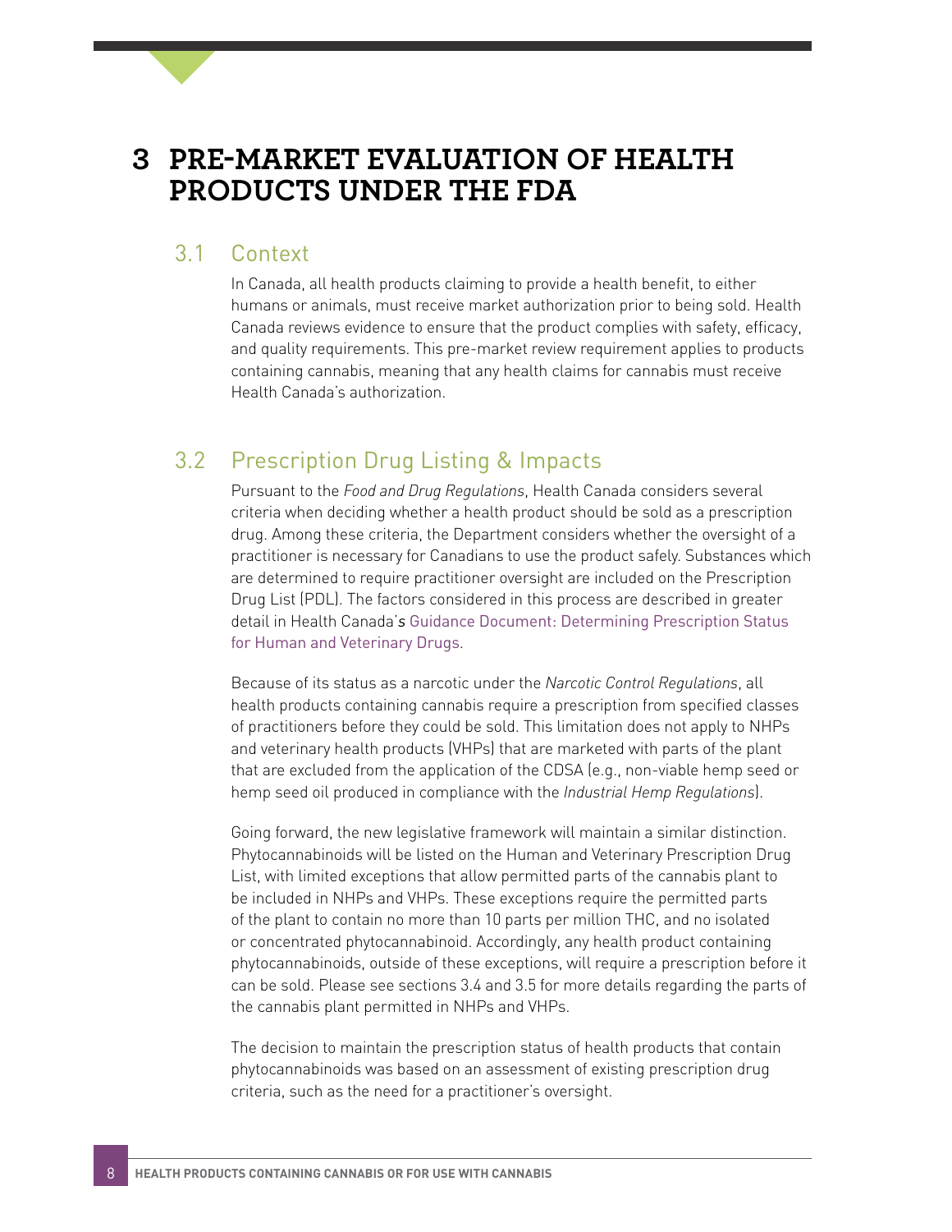# 3 PRE-MARKET EVALUATION OF HEALTH PRODUCTS UNDER THE FDA

## 3.1 Context

In Canada, all health products claiming to provide a health benefit, to either humans or animals, must receive market authorization prior to being sold. Health Canada reviews evidence to ensure that the product complies with safety, efficacy, and quality requirements. This pre-market review requirement applies to products containing cannabis, meaning that any health claims for cannabis must receive Health Canada's authorization.

## 3.2 Prescription Drug Listing & Impacts

Pursuant to the *Food and Drug Regulations*, Health Canada considers several criteria when deciding whether a health product should be sold as a prescription drug. Among these criteria, the Department considers whether the oversight of a practitioner is necessary for Canadians to use the product safely. Substances which are determined to require practitioner oversight are included on the Prescription Drug List (PDL). The factors considered in this process are described in greater detail in Health Canada's Guidance Document: Determining Prescription Status for Human and Veterinary Drugs.

Because of its status as a narcotic under the *Narcotic Control Regulations*, all health products containing cannabis require a prescription from specified classes of practitioners before they could be sold. This limitation does not apply to NHPs and veterinary health products (VHPs) that are marketed with parts of the plant that are excluded from the application of the CDSA (e.g., non-viable hemp seed or hemp seed oil produced in compliance with the *Industrial Hemp Regulations*).

Going forward, the new legislative framework will maintain a similar distinction. Phytocannabinoids will be listed on the Human and Veterinary Prescription Drug List, with limited exceptions that allow permitted parts of the cannabis plant to be included in NHPs and VHPs. These exceptions require the permitted parts of the plant to contain no more than 10 parts per million THC, and no isolated or concentrated phytocannabinoid. Accordingly, any health product containing phytocannabinoids, outside of these exceptions, will require a prescription before it can be sold. Please see sections 3.4 and 3.5 for more details regarding the parts of the cannabis plant permitted in NHPs and VHPs.

The decision to maintain the prescription status of health products that contain phytocannabinoids was based on an assessment of existing prescription drug criteria, such as the need for a practitioner's oversight.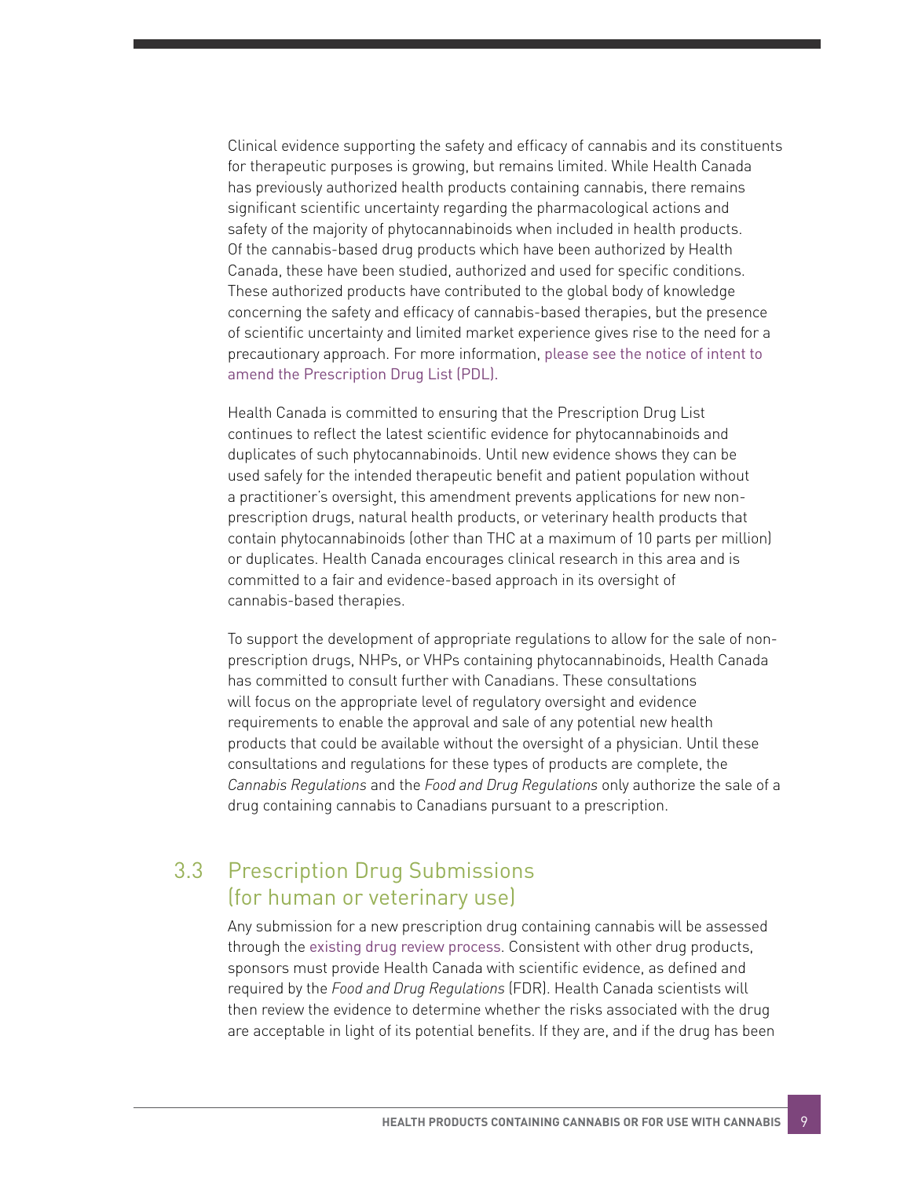Clinical evidence supporting the safety and efficacy of cannabis and its constituents for therapeutic purposes is growing, but remains limited. While Health Canada has previously authorized health products containing cannabis, there remains significant scientific uncertainty regarding the pharmacological actions and safety of the majority of phytocannabinoids when included in health products. Of the cannabis-based drug products which have been authorized by Health Canada, these have been studied, authorized and used for specific conditions. These authorized products have contributed to the global body of knowledge concerning the safety and efficacy of cannabis-based therapies, but the presence of scientific uncertainty and limited market experience gives rise to the need for a precautionary approach. For more information, please see the notice of intent to amend the Prescription Drug List (PDL).

Health Canada is committed to ensuring that the Prescription Drug List continues to reflect the latest scientific evidence for phytocannabinoids and duplicates of such phytocannabinoids. Until new evidence shows they can be used safely for the intended therapeutic benefit and patient population without a practitioner's oversight, this amendment prevents applications for new non-prescription drugs, natural health products, or veterinary health products that contain phytocannabinoids (other than THC at a maximum of 10 parts per million) or duplicates. Health Canada encourages clinical research in this area and is committed to a fair and evidence-based approach in its oversight of cannabis-based therapies.

To support the development of appropriate regulations to allow for the sale of non-prescription drugs, NHPs, or VHPs containing phytocannabinoids, Health Canada has committed to consult further with Canadians. These consultations will focus on the appropriate level of regulatory oversight and evidence requirements to enable the approval and sale of any potential new health products that could be available without the oversight of a physician. Until these consultations and regulations for these types of products are complete, the *Cannabis Regulations* and the *Food and Drug Regulations* only authorize the sale of a drug containing cannabis to Canadians pursuant to a prescription.

## 3.3 Prescription Drug Submissions (for human or veterinary use)

Any submission for a new prescription drug containing cannabis will be assessed through the existing drug review process. Consistent with other drug products, sponsors must provide Health Canada with scientific evidence, as defined and required by the *Food and Drug Regulations* (FDR). Health Canada scientists will then review the evidence to determine whether the risks associated with the drug are acceptable in light of its potential benefits. If they are, and if the drug has been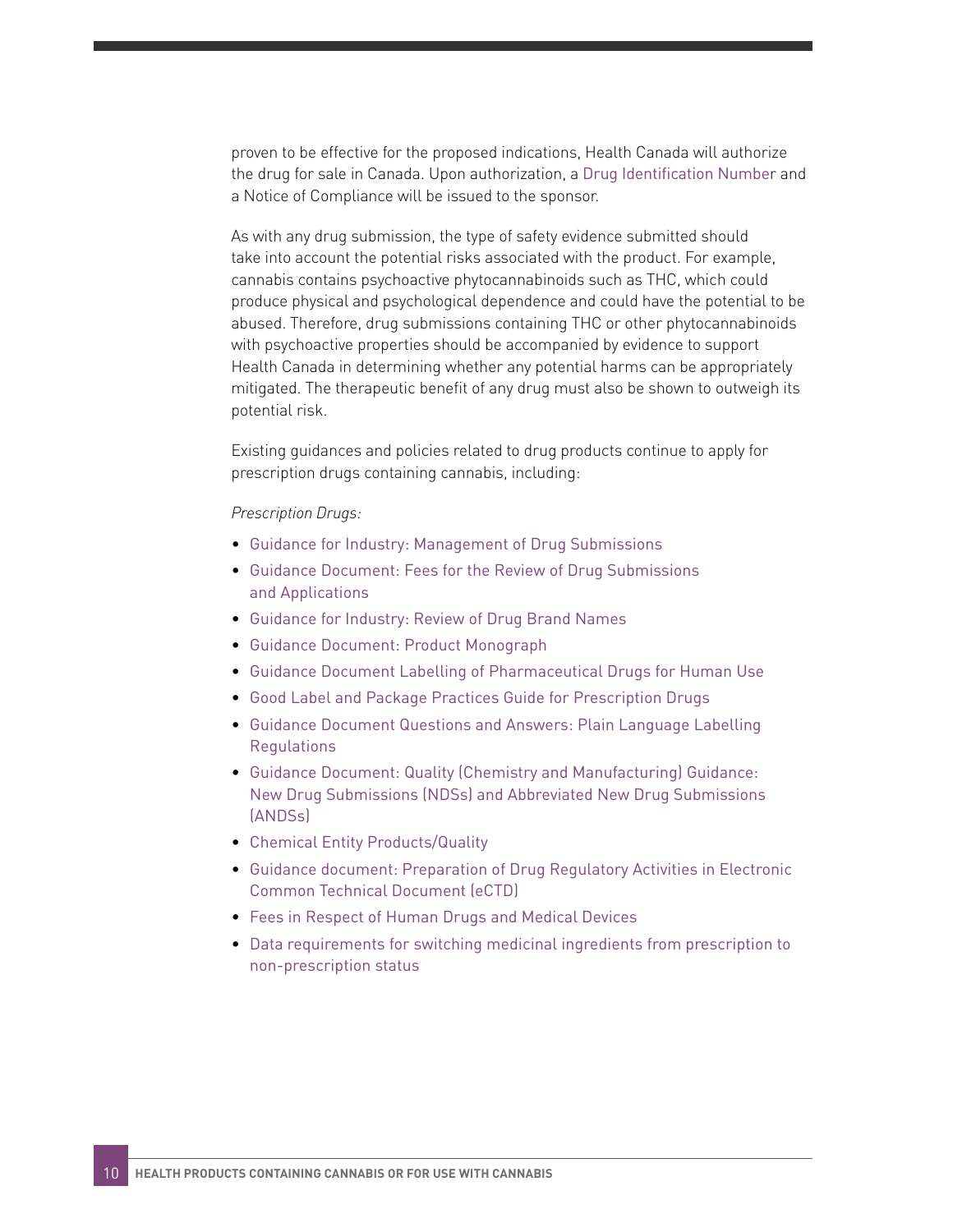proven to be effective for the proposed indications, Health Canada will authorize the drug for sale in Canada. Upon authorization, a Drug Identification Number and a Notice of Compliance will be issued to the sponsor.

As with any drug submission, the type of safety evidence submitted should take into account the potential risks associated with the product. For example, cannabis contains psychoactive phytocannabinoids such as THC, which could produce physical and psychological dependence and could have the potential to be abused. Therefore, drug submissions containing THC or other phytocannabinoids with psychoactive properties should be accompanied by evidence to support Health Canada in determining whether any potential harms can be appropriately mitigated. The therapeutic benefit of any drug must also be shown to outweigh its potential risk.

Existing guidances and policies related to drug products continue to apply for prescription drugs containing cannabis, including:

*Prescription Drugs:*

- Guidance for Industry: Management of Drug Submissions
- Guidance Document: Fees for the Review of Drug Submissions and Applications
- Guidance for Industry: Review of Drug Brand Names
- Guidance Document: Product Monograph
- Guidance Document Labelling of Pharmaceutical Drugs for Human Use
- Good Label and Package Practices Guide for Prescription Drugs
- Guidance Document Questions and Answers: Plain Language Labelling Regulations
- Guidance Document: Quality (Chemistry and Manufacturing) Guidance: New Drug Submissions (NDSs) and Abbreviated New Drug Submissions (ANDSs)
- Chemical Entity Products/Quality
- Guidance document: Preparation of Drug Regulatory Activities in Electronic Common Technical Document (eCTD)
- Fees in Respect of Human Drugs and Medical Devices
- Data requirements for switching medicinal ingredients from prescription to non-prescription status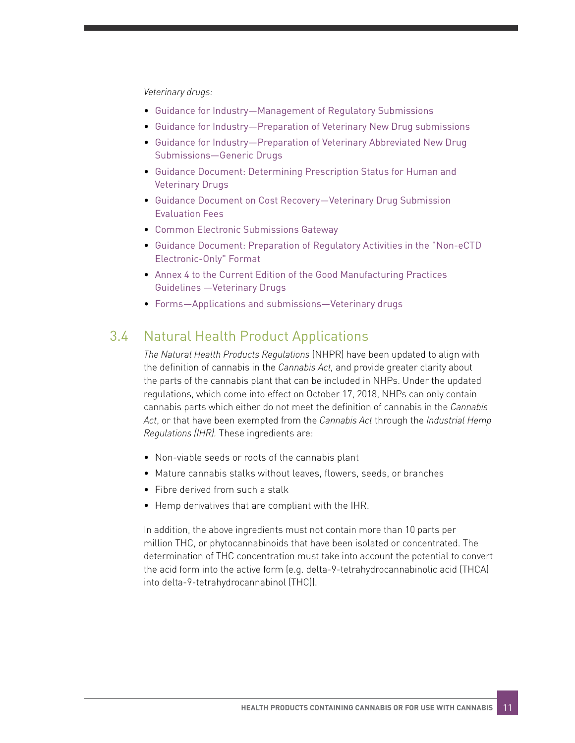*Veterinary drugs:*

- Guidance for Industry—Management of Regulatory Submissions
- Guidance for Industry—Preparation of Veterinary New Drug submissions
- Guidance for Industry—Preparation of Veterinary Abbreviated New Drug Submissions—Generic Drugs
- Guidance Document: Determining Prescription Status for Human and Veterinary Drugs
- Guidance Document on Cost Recovery—Veterinary Drug Submission Evaluation Fees
- Common Electronic Submissions Gateway
- Guidance Document: Preparation of Regulatory Activities in the "Non-eCTD Electronic-Only" Format
- Annex 4 to the Current Edition of the Good Manufacturing Practices Guidelines —Veterinary Drugs
- Forms—Applications and submissions—Veterinary drugs

## 3.4 Natural Health Product Applications

*The Natural Health Products Regulations* (NHPR) have been updated to align with the definition of cannabis in the *Cannabis Act,* and provide greater clarity about the parts of the cannabis plant that can be included in NHPs. Under the updated regulations, which come into effect on October 17, 2018, NHPs can only contain cannabis parts which either do not meet the definition of cannabis in the *Cannabis Act*, or that have been exempted from the *Cannabis Act* through the *Industrial Hemp Regulations (IHR).* These ingredients are:

- Non-viable seeds or roots of the cannabis plant
- Mature cannabis stalks without leaves, flowers, seeds, or branches
- Fibre derived from such a stalk
- Hemp derivatives that are compliant with the IHR.

In addition, the above ingredients must not contain more than 10 parts per million THC, or phytocannabinoids that have been isolated or concentrated. The determination of THC concentration must take into account the potential to convert the acid form into the active form (e.g. delta-9-tetrahydrocannabinolic acid (THCA) into delta-9-tetrahydrocannabinol (THC)).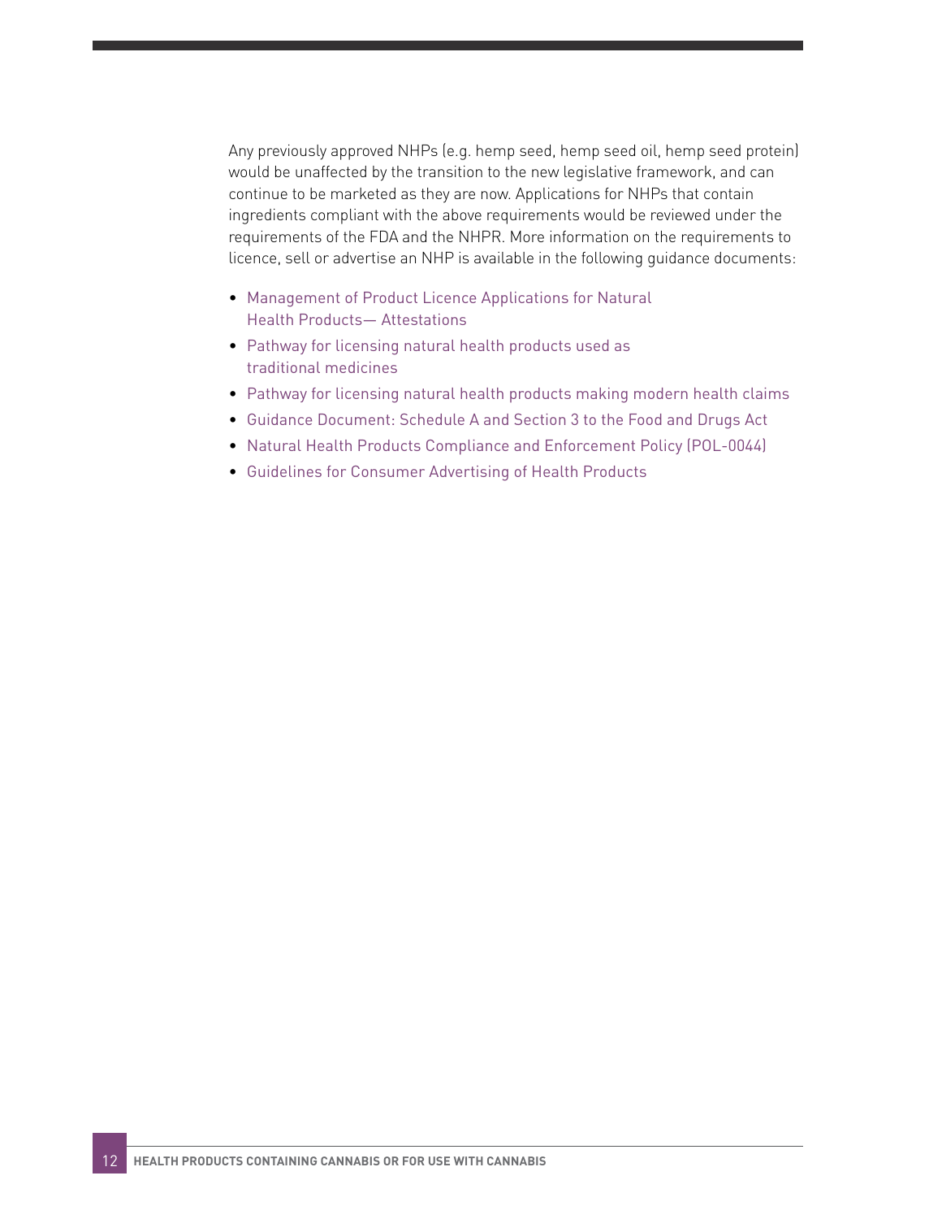Any previously approved NHPs (e.g. hemp seed, hemp seed oil, hemp seed protein) would be unaffected by the transition to the new legislative framework, and can continue to be marketed as they are now. Applications for NHPs that contain ingredients compliant with the above requirements would be reviewed under the requirements of the FDA and the NHPR. More information on the requirements to licence, sell or advertise an NHP is available in the following guidance documents:

- Management of Product Licence Applications for Natural Health Products— Attestations
- Pathway for licensing natural health products used as traditional medicines
- Pathway for licensing natural health products making modern health claims
- Guidance Document: Schedule A and Section 3 to the Food and Drugs Act
- Natural Health Products Compliance and Enforcement Policy (POL-0044)
- Guidelines for Consumer Advertising of Health Products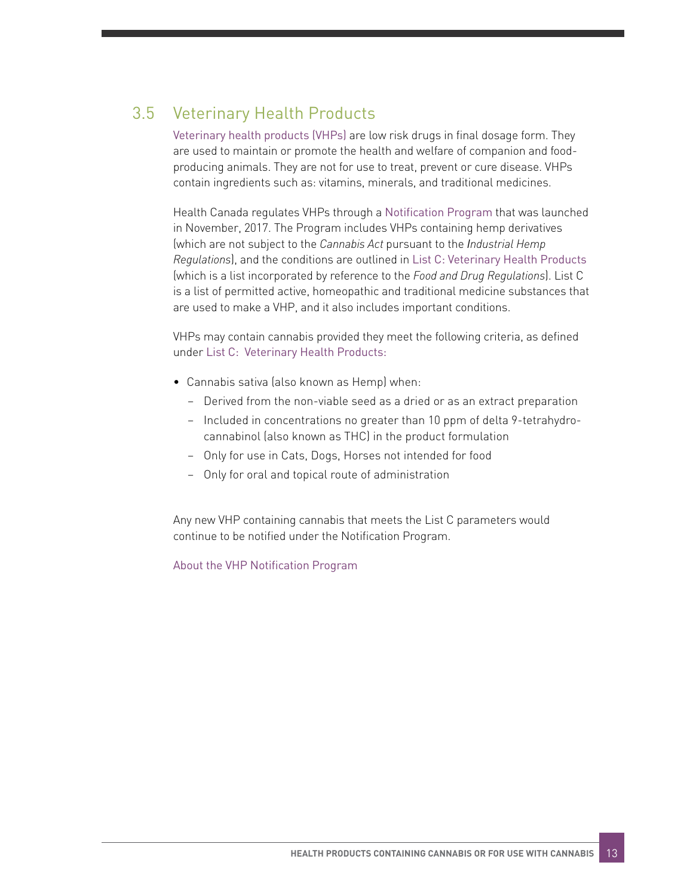## 3.5 Veterinary Health Products

Veterinary health products (VHPs) are low risk drugs in final dosage form. They are used to maintain or promote the health and welfare of companion and food-producing animals. They are not for use to treat, prevent or cure disease. VHPs contain ingredients such as: vitamins, minerals, and traditional medicines.

Health Canada regulates VHPs through a Notification Program that was launched in November, 2017. The Program includes VHPs containing hemp derivatives (which are not subject to the *Cannabis Act* pursuant to the *Industrial Hemp Regulations*), and the conditions are outlined in List C: Veterinary Health Products (which is a list incorporated by reference to the *Food and Drug Regulations*). List C is a list of permitted active, homeopathic and traditional medicine substances that are used to make a VHP, and it also includes important conditions.

VHPs may contain cannabis provided they meet the following criteria, as defined under List C: Veterinary Health Products:

- Cannabis sativa (also known as Hemp) when:
  - Derived from the non-viable seed as a dried or as an extract preparation
  - Included in concentrations no greater than 10 ppm of delta 9-tetrahydro-cannabinol (also known as THC) in the product formulation
  - Only for use in Cats, Dogs, Horses not intended for food
  - Only for oral and topical route of administration

Any new VHP containing cannabis that meets the List C parameters would continue to be notified under the Notification Program.

About the VHP Notification Program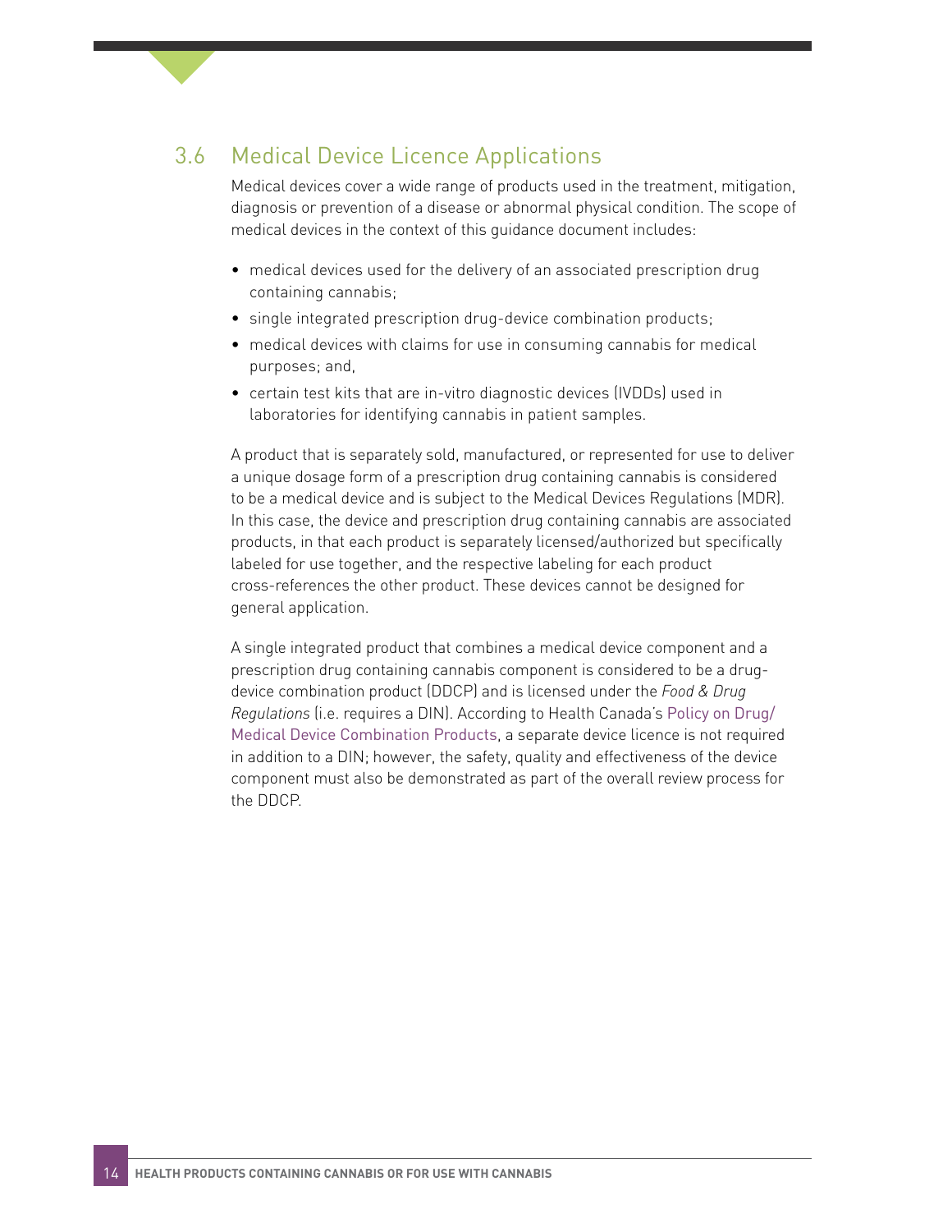## 3.6 Medical Device Licence Applications

Medical devices cover a wide range of products used in the treatment, mitigation, diagnosis or prevention of a disease or abnormal physical condition. The scope of medical devices in the context of this guidance document includes:

- medical devices used for the delivery of an associated prescription drug containing cannabis;
- single integrated prescription drug-device combination products;
- medical devices with claims for use in consuming cannabis for medical purposes; and,
- certain test kits that are in-vitro diagnostic devices (IVDDs) used in laboratories for identifying cannabis in patient samples.

A product that is separately sold, manufactured, or represented for use to deliver a unique dosage form of a prescription drug containing cannabis is considered to be a medical device and is subject to the Medical Devices Regulations (MDR). In this case, the device and prescription drug containing cannabis are associated products, in that each product is separately licensed/authorized but specifically labeled for use together, and the respective labeling for each product cross-references the other product. These devices cannot be designed for general application.

A single integrated product that combines a medical device component and a prescription drug containing cannabis component is considered to be a drug-device combination product (DDCP) and is licensed under the *Food & Drug Regulations* (i.e. requires a DIN). According to Health Canada's Policy on Drug/Medical Device Combination Products, a separate device licence is not required in addition to a DIN; however, the safety, quality and effectiveness of the device component must also be demonstrated as part of the overall review process for the DDCP.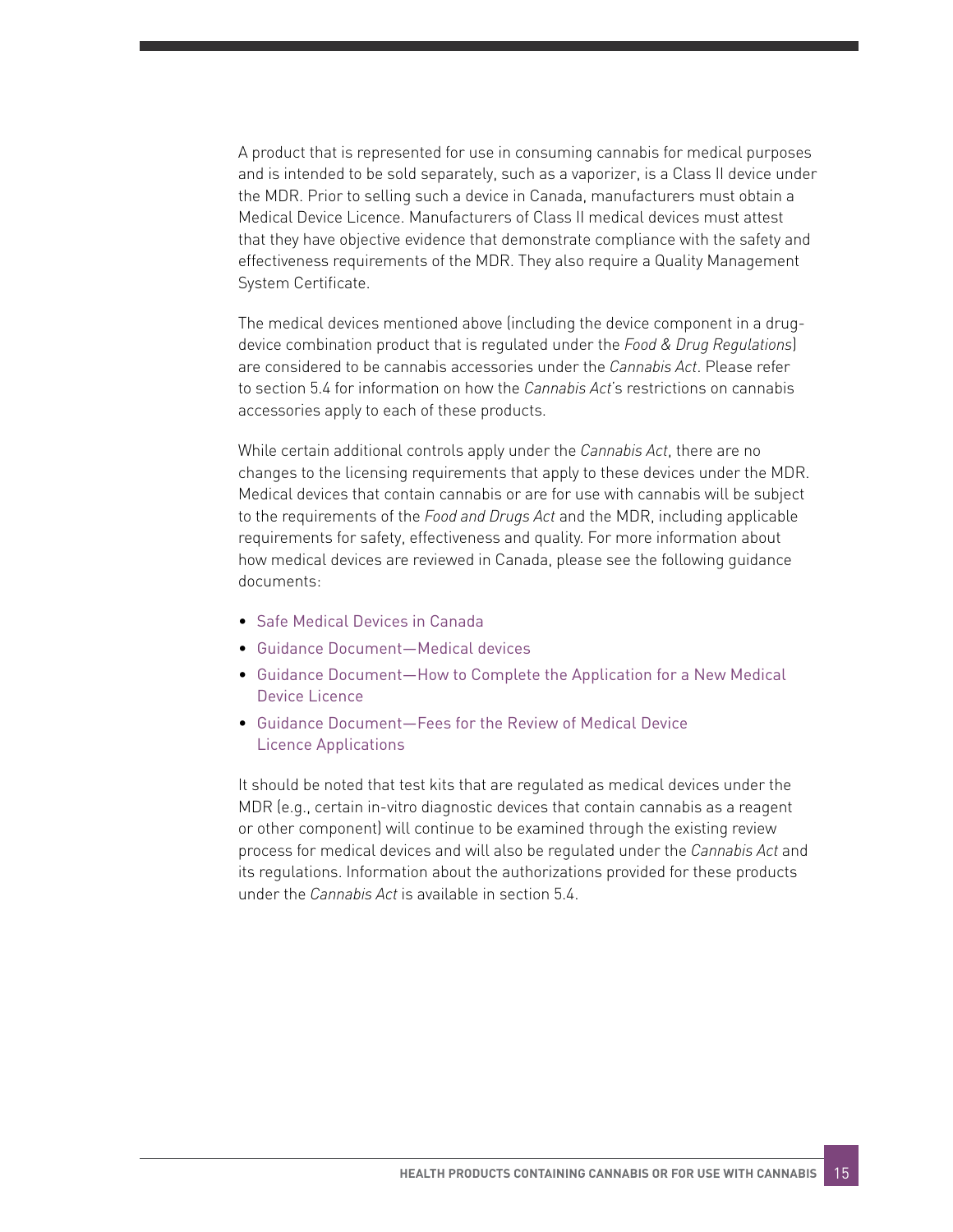A product that is represented for use in consuming cannabis for medical purposes and is intended to be sold separately, such as a vaporizer, is a Class II device under the MDR. Prior to selling such a device in Canada, manufacturers must obtain a Medical Device Licence. Manufacturers of Class II medical devices must attest that they have objective evidence that demonstrate compliance with the safety and effectiveness requirements of the MDR. They also require a Quality Management System Certificate.

The medical devices mentioned above (including the device component in a drug-device combination product that is regulated under the *Food & Drug Regulations*) are considered to be cannabis accessories under the *Cannabis Act*. Please refer to section 5.4 for information on how the *Cannabis Act*'s restrictions on cannabis accessories apply to each of these products.

While certain additional controls apply under the *Cannabis Act*, there are no changes to the licensing requirements that apply to these devices under the MDR. Medical devices that contain cannabis or are for use with cannabis will be subject to the requirements of the *Food and Drugs Act* and the MDR, including applicable requirements for safety, effectiveness and quality. For more information about how medical devices are reviewed in Canada, please see the following guidance documents:

- Safe Medical Devices in Canada
- Guidance Document—Medical devices
- Guidance Document—How to Complete the Application for a New Medical Device Licence
- Guidance Document—Fees for the Review of Medical Device Licence Applications

It should be noted that test kits that are regulated as medical devices under the MDR (e.g., certain in-vitro diagnostic devices that contain cannabis as a reagent or other component) will continue to be examined through the existing review process for medical devices and will also be regulated under the *Cannabis Act* and its regulations. Information about the authorizations provided for these products under the *Cannabis Act* is available in section 5.4.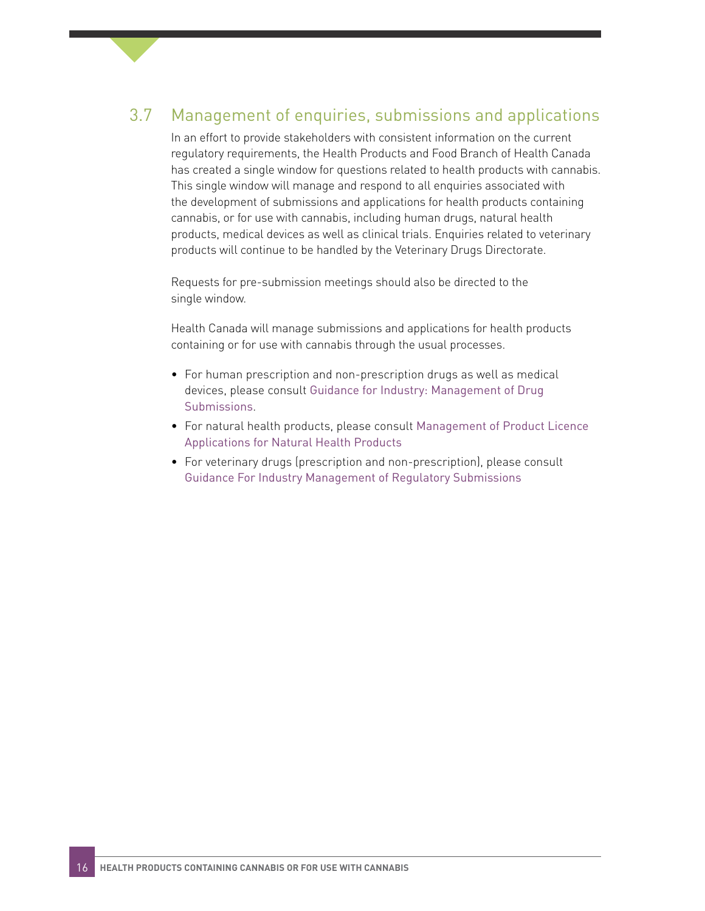## 3.7 Management of enquiries, submissions and applications

In an effort to provide stakeholders with consistent information on the current regulatory requirements, the Health Products and Food Branch of Health Canada has created a single window for questions related to health products with cannabis. This single window will manage and respond to all enquiries associated with the development of submissions and applications for health products containing cannabis, or for use with cannabis, including human drugs, natural health products, medical devices as well as clinical trials. Enquiries related to veterinary products will continue to be handled by the Veterinary Drugs Directorate.

Requests for pre-submission meetings should also be directed to the single window.

Health Canada will manage submissions and applications for health products containing or for use with cannabis through the usual processes.

- For human prescription and non-prescription drugs as well as medical devices, please consult Guidance for Industry: Management of Drug Submissions.
- For natural health products, please consult Management of Product Licence Applications for Natural Health Products
- For veterinary drugs (prescription and non-prescription), please consult Guidance For Industry Management of Regulatory Submissions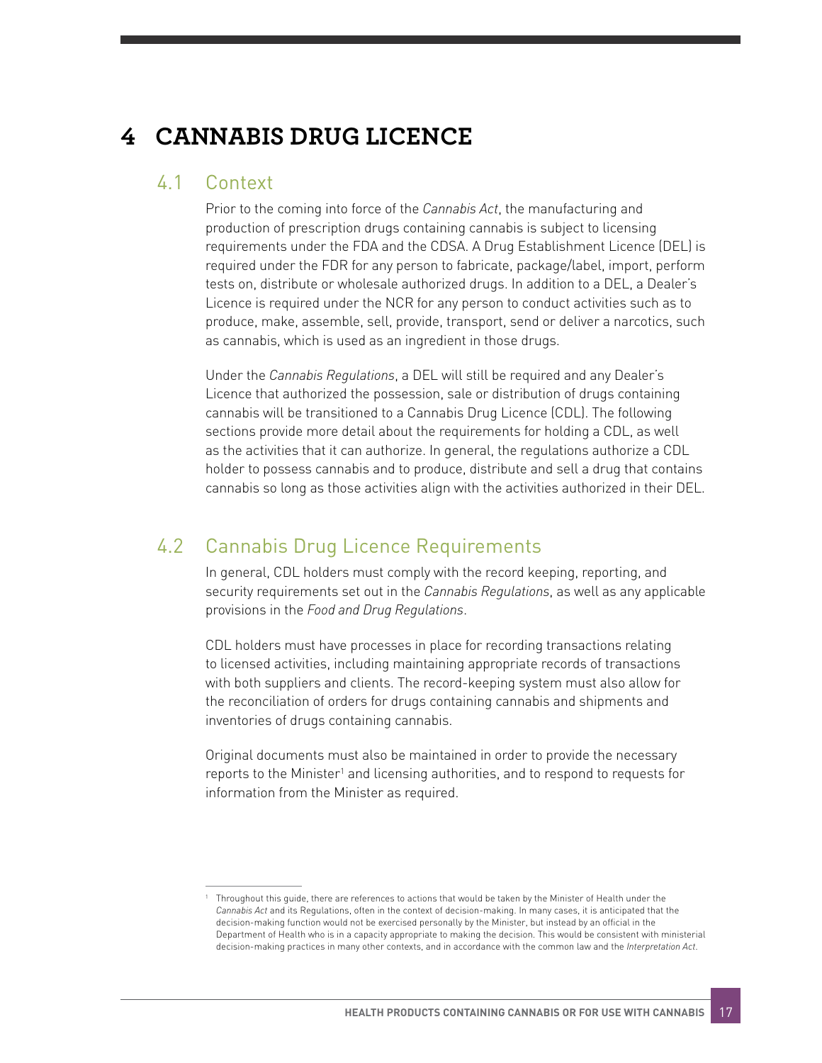# 4 CANNABIS DRUG LICENCE

## 4.1 Context

Prior to the coming into force of the *Cannabis Act*, the manufacturing and production of prescription drugs containing cannabis is subject to licensing requirements under the FDA and the CDSA. A Drug Establishment Licence (DEL) is required under the FDR for any person to fabricate, package/label, import, perform tests on, distribute or wholesale authorized drugs. In addition to a DEL, a Dealer's Licence is required under the NCR for any person to conduct activities such as to produce, make, assemble, sell, provide, transport, send or deliver a narcotics, such as cannabis, which is used as an ingredient in those drugs.

Under the *Cannabis Regulations*, a DEL will still be required and any Dealer's Licence that authorized the possession, sale or distribution of drugs containing cannabis will be transitioned to a Cannabis Drug Licence (CDL). The following sections provide more detail about the requirements for holding a CDL, as well as the activities that it can authorize. In general, the regulations authorize a CDL holder to possess cannabis and to produce, distribute and sell a drug that contains cannabis so long as those activities align with the activities authorized in their DEL.

## 4.2 Cannabis Drug Licence Requirements

In general, CDL holders must comply with the record keeping, reporting, and security requirements set out in the *Cannabis Regulations*, as well as any applicable provisions in the *Food and Drug Regulations*.

CDL holders must have processes in place for recording transactions relating to licensed activities, including maintaining appropriate records of transactions with both suppliers and clients. The record-keeping system must also allow for the reconciliation of orders for drugs containing cannabis and shipments and inventories of drugs containing cannabis.

Original documents must also be maintained in order to provide the necessary reports to the Minister[1] and licensing authorities, and to respond to requests for information from the Minister as required.

[1] Throughout this guide, there are references to actions that would be taken by the Minister of Health under the *Cannabis Act* and its Regulations, often in the context of decision-making. In many cases, it is anticipated that the decision-making function would not be exercised personally by the Minister, but instead by an official in the Department of Health who is in a capacity appropriate to making the decision. This would be consistent with ministerial decision-making practices in many other contexts, and in accordance with the common law and the *Interpretation Act*.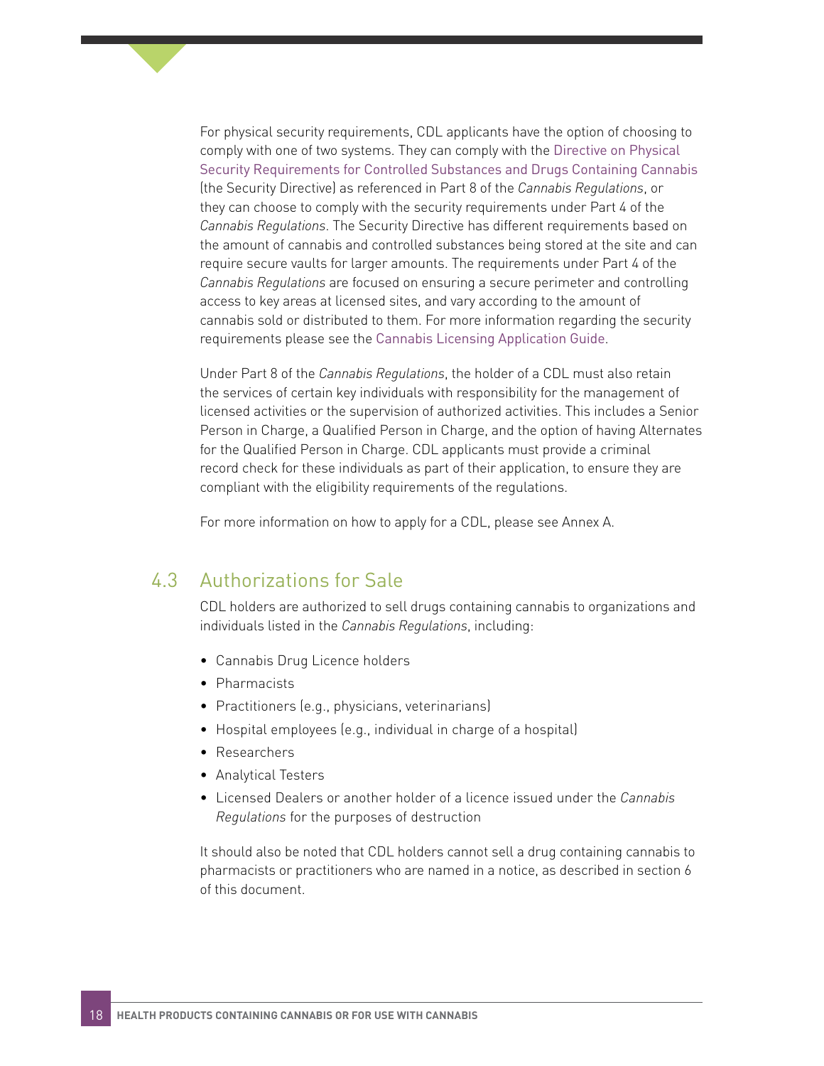For physical security requirements, CDL applicants have the option of choosing to comply with one of two systems. They can comply with the Directive on Physical Security Requirements for Controlled Substances and Drugs Containing Cannabis (the Security Directive) as referenced in Part 8 of the *Cannabis Regulations*, or they can choose to comply with the security requirements under Part 4 of the *Cannabis Regulations*. The Security Directive has different requirements based on the amount of cannabis and controlled substances being stored at the site and can require secure vaults for larger amounts. The requirements under Part 4 of the *Cannabis Regulations* are focused on ensuring a secure perimeter and controlling access to key areas at licensed sites, and vary according to the amount of cannabis sold or distributed to them. For more information regarding the security requirements please see the Cannabis Licensing Application Guide.

Under Part 8 of the *Cannabis Regulations*, the holder of a CDL must also retain the services of certain key individuals with responsibility for the management of licensed activities or the supervision of authorized activities. This includes a Senior Person in Charge, a Qualified Person in Charge, and the option of having Alternates for the Qualified Person in Charge. CDL applicants must provide a criminal record check for these individuals as part of their application, to ensure they are compliant with the eligibility requirements of the regulations.

For more information on how to apply for a CDL, please see Annex A.

## 4.3 Authorizations for Sale

CDL holders are authorized to sell drugs containing cannabis to organizations and individuals listed in the *Cannabis Regulations*, including:

- Cannabis Drug Licence holders
- Pharmacists
- Practitioners (e.g., physicians, veterinarians)
- Hospital employees (e.g., individual in charge of a hospital)
- Researchers
- Analytical Testers
- Licensed Dealers or another holder of a licence issued under the *Cannabis Regulations* for the purposes of destruction

It should also be noted that CDL holders cannot sell a drug containing cannabis to pharmacists or practitioners who are named in a notice, as described in section 6 of this document.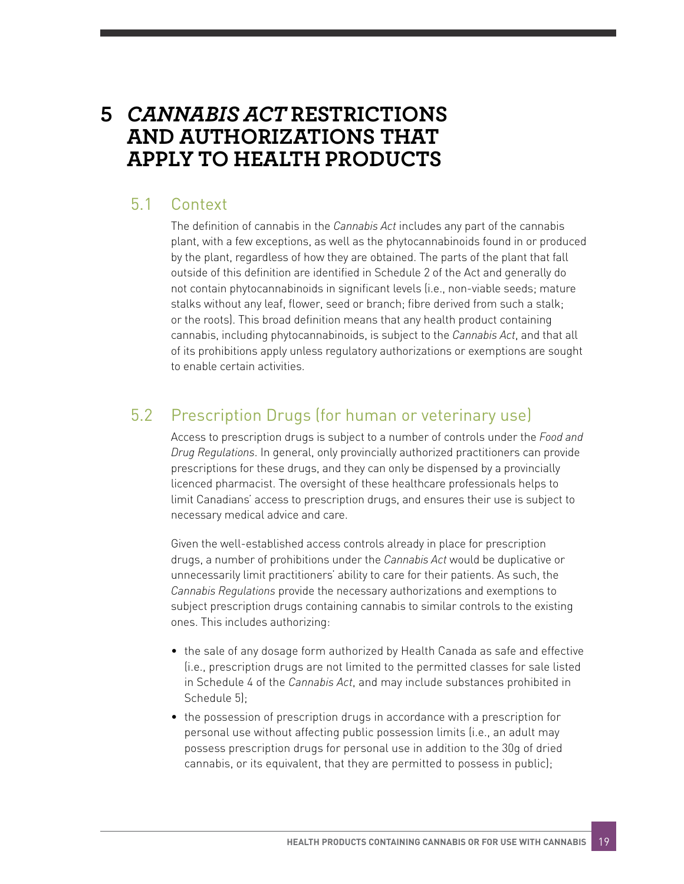# 5 *CANNABIS ACT* RESTRICTIONS AND AUTHORIZATIONS THAT APPLY TO HEALTH PRODUCTS

## 5.1 Context

The definition of cannabis in the *Cannabis Act* includes any part of the cannabis plant, with a few exceptions, as well as the phytocannabinoids found in or produced by the plant, regardless of how they are obtained. The parts of the plant that fall outside of this definition are identified in Schedule 2 of the Act and generally do not contain phytocannabinoids in significant levels (i.e., non-viable seeds; mature stalks without any leaf, flower, seed or branch; fibre derived from such a stalk; or the roots). This broad definition means that any health product containing cannabis, including phytocannabinoids, is subject to the *Cannabis Act*, and that all of its prohibitions apply unless regulatory authorizations or exemptions are sought to enable certain activities.

## 5.2 Prescription Drugs (for human or veterinary use)

Access to prescription drugs is subject to a number of controls under the *Food and Drug Regulations*. In general, only provincially authorized practitioners can provide prescriptions for these drugs, and they can only be dispensed by a provincially licenced pharmacist. The oversight of these healthcare professionals helps to limit Canadians' access to prescription drugs, and ensures their use is subject to necessary medical advice and care.

Given the well-established access controls already in place for prescription drugs, a number of prohibitions under the *Cannabis Act* would be duplicative or unnecessarily limit practitioners' ability to care for their patients. As such, the *Cannabis Regulations* provide the necessary authorizations and exemptions to subject prescription drugs containing cannabis to similar controls to the existing ones. This includes authorizing:

- the sale of any dosage form authorized by Health Canada as safe and effective (i.e., prescription drugs are not limited to the permitted classes for sale listed in Schedule 4 of the *Cannabis Act*, and may include substances prohibited in Schedule 5);
- the possession of prescription drugs in accordance with a prescription for personal use without affecting public possession limits (i.e., an adult may possess prescription drugs for personal use in addition to the 30g of dried cannabis, or its equivalent, that they are permitted to possess in public);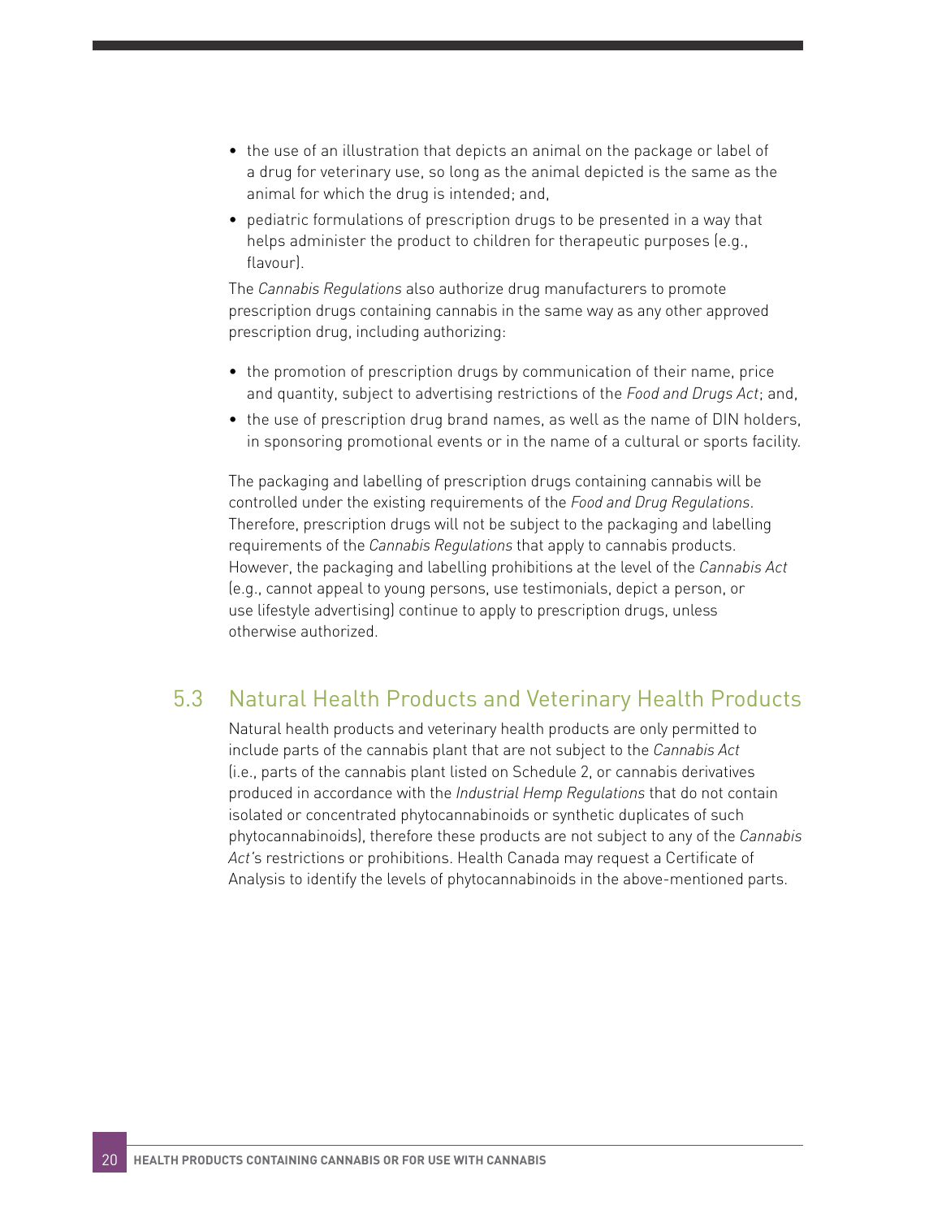- the use of an illustration that depicts an animal on the package or label of a drug for veterinary use, so long as the animal depicted is the same as the animal for which the drug is intended; and,
- pediatric formulations of prescription drugs to be presented in a way that helps administer the product to children for therapeutic purposes (e.g., flavour).

The *Cannabis Regulations* also authorize drug manufacturers to promote prescription drugs containing cannabis in the same way as any other approved prescription drug, including authorizing:

- the promotion of prescription drugs by communication of their name, price and quantity, subject to advertising restrictions of the *Food and Drugs Act*; and,
- the use of prescription drug brand names, as well as the name of DIN holders, in sponsoring promotional events or in the name of a cultural or sports facility.

The packaging and labelling of prescription drugs containing cannabis will be controlled under the existing requirements of the *Food and Drug Regulations*. Therefore, prescription drugs will not be subject to the packaging and labelling requirements of the *Cannabis Regulations* that apply to cannabis products. However, the packaging and labelling prohibitions at the level of the *Cannabis Act* (e.g., cannot appeal to young persons, use testimonials, depict a person, or use lifestyle advertising) continue to apply to prescription drugs, unless otherwise authorized.

## 5.3 Natural Health Products and Veterinary Health Products

Natural health products and veterinary health products are only permitted to include parts of the cannabis plant that are not subject to the *Cannabis Act* (i.e., parts of the cannabis plant listed on Schedule 2, or cannabis derivatives produced in accordance with the *Industrial Hemp Regulations* that do not contain isolated or concentrated phytocannabinoids or synthetic duplicates of such phytocannabinoids), therefore these products are not subject to any of the *Cannabis Act*'s restrictions or prohibitions. Health Canada may request a Certificate of Analysis to identify the levels of phytocannabinoids in the above-mentioned parts.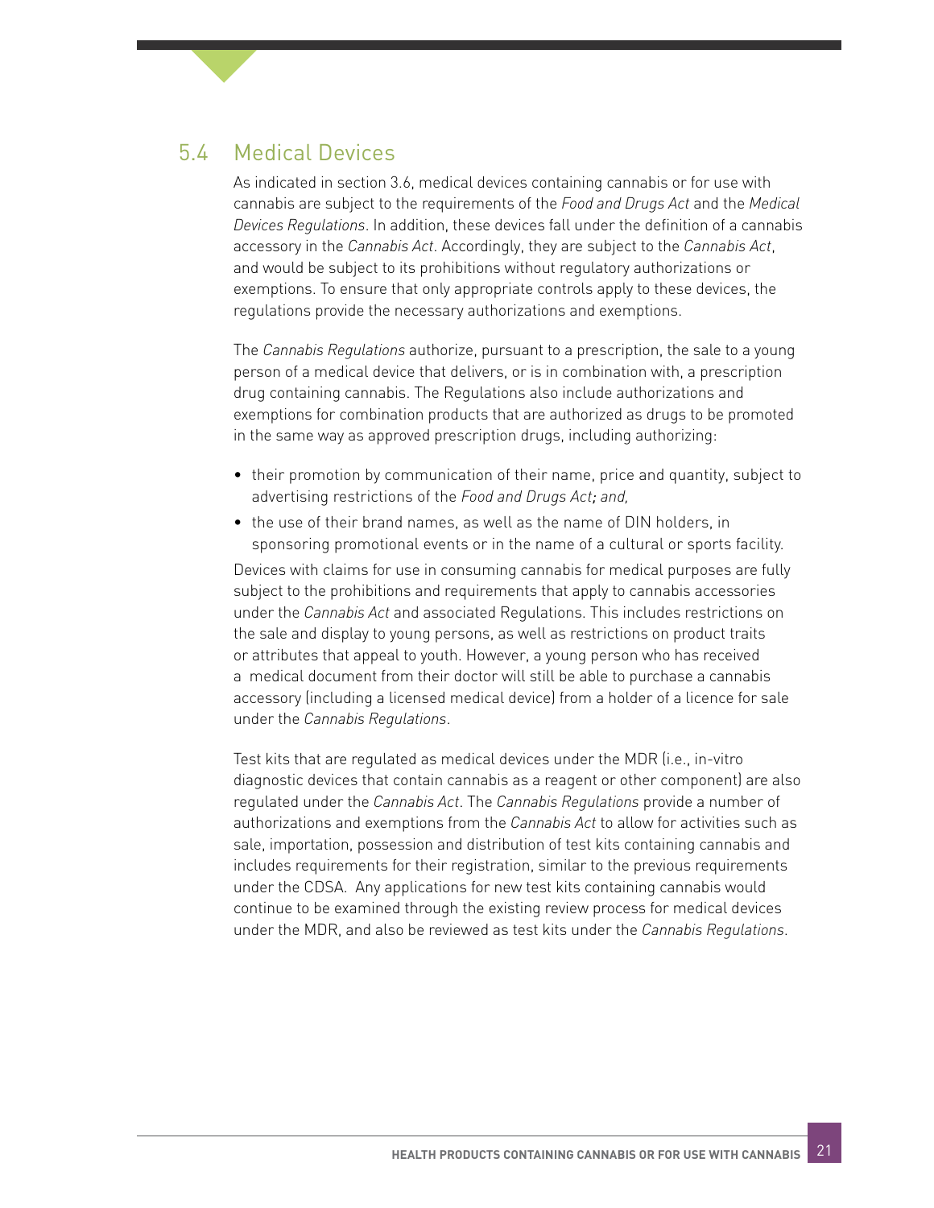## 5.4 Medical Devices

As indicated in section 3.6, medical devices containing cannabis or for use with cannabis are subject to the requirements of the *Food and Drugs Act* and the *Medical Devices Regulations*. In addition, these devices fall under the definition of a cannabis accessory in the *Cannabis Act*. Accordingly, they are subject to the *Cannabis Act*, and would be subject to its prohibitions without regulatory authorizations or exemptions. To ensure that only appropriate controls apply to these devices, the regulations provide the necessary authorizations and exemptions.

The *Cannabis Regulations* authorize, pursuant to a prescription, the sale to a young person of a medical device that delivers, or is in combination with, a prescription drug containing cannabis. The Regulations also include authorizations and exemptions for combination products that are authorized as drugs to be promoted in the same way as approved prescription drugs, including authorizing:

- their promotion by communication of their name, price and quantity, subject to advertising restrictions of the *Food and Drugs Act; and,*
- the use of their brand names, as well as the name of DIN holders, in sponsoring promotional events or in the name of a cultural or sports facility.

Devices with claims for use in consuming cannabis for medical purposes are fully subject to the prohibitions and requirements that apply to cannabis accessories under the *Cannabis Act* and associated Regulations. This includes restrictions on the sale and display to young persons, as well as restrictions on product traits or attributes that appeal to youth. However, a young person who has received a medical document from their doctor will still be able to purchase a cannabis accessory (including a licensed medical device) from a holder of a licence for sale under the *Cannabis Regulations*.

Test kits that are regulated as medical devices under the MDR (i.e., in-vitro diagnostic devices that contain cannabis as a reagent or other component) are also regulated under the *Cannabis Act*. The *Cannabis Regulations* provide a number of authorizations and exemptions from the *Cannabis Act* to allow for activities such as sale, importation, possession and distribution of test kits containing cannabis and includes requirements for their registration, similar to the previous requirements under the CDSA. Any applications for new test kits containing cannabis would continue to be examined through the existing review process for medical devices under the MDR, and also be reviewed as test kits under the *Cannabis Regulations*.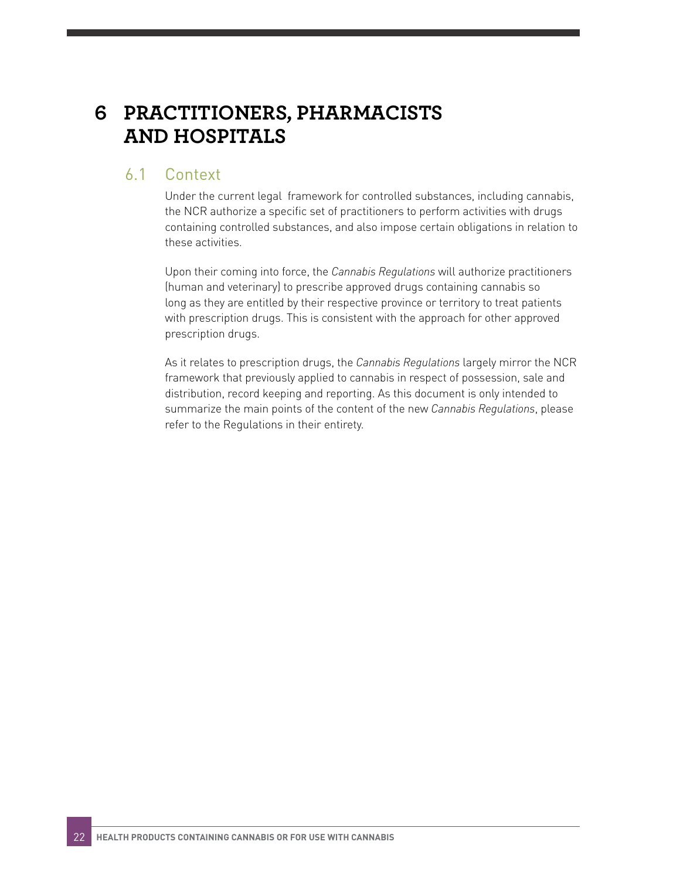# 6 PRACTITIONERS, PHARMACISTS AND HOSPITALS

## 6.1 Context

Under the current legal framework for controlled substances, including cannabis, the NCR authorize a specific set of practitioners to perform activities with drugs containing controlled substances, and also impose certain obligations in relation to these activities.

Upon their coming into force, the *Cannabis Regulations* will authorize practitioners (human and veterinary) to prescribe approved drugs containing cannabis so long as they are entitled by their respective province or territory to treat patients with prescription drugs. This is consistent with the approach for other approved prescription drugs.

As it relates to prescription drugs, the *Cannabis Regulations* largely mirror the NCR framework that previously applied to cannabis in respect of possession, sale and distribution, record keeping and reporting. As this document is only intended to summarize the main points of the content of the new *Cannabis Regulations*, please refer to the Regulations in their entirety.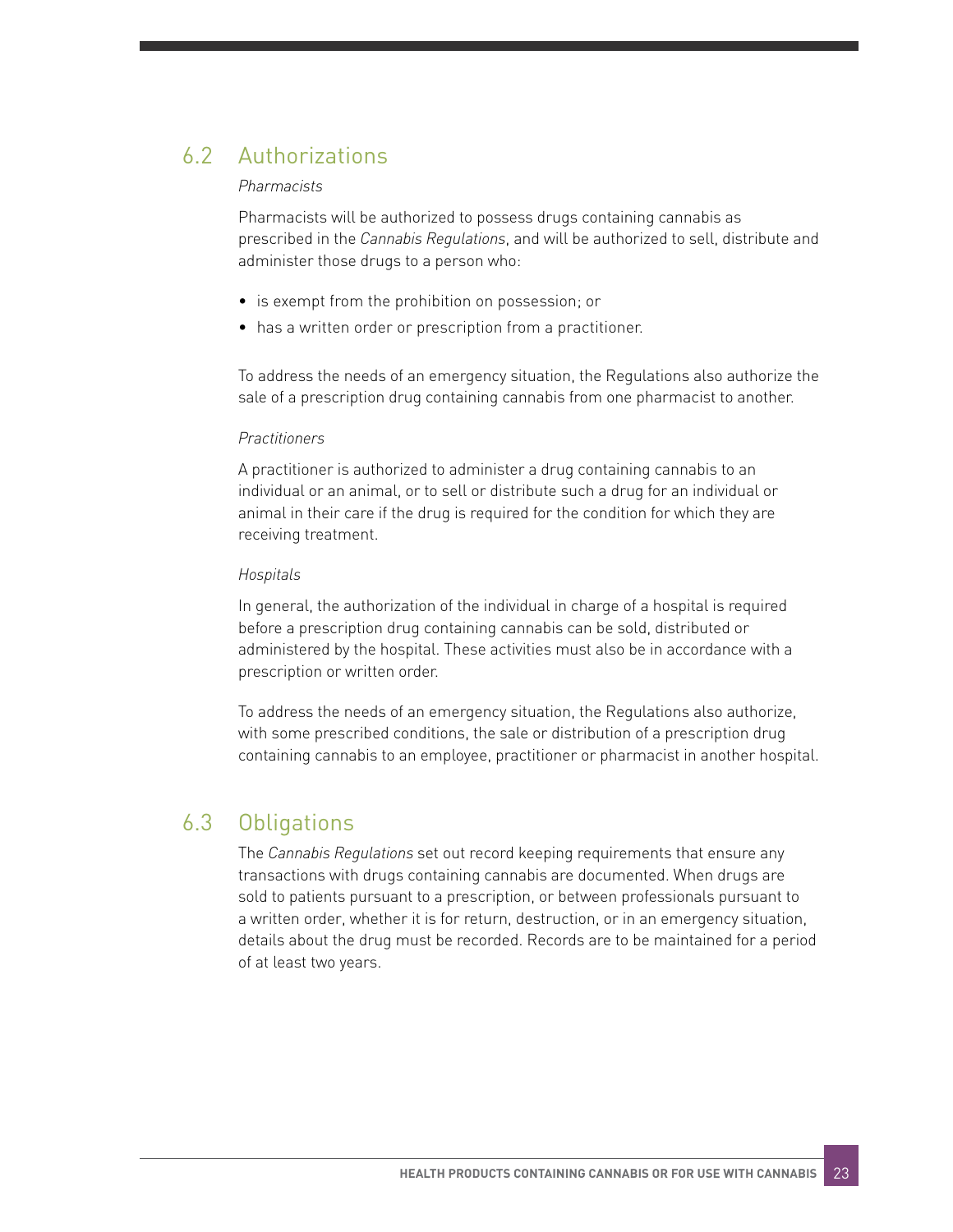## 6.2 Authorizations

*Pharmacists*

Pharmacists will be authorized to possess drugs containing cannabis as prescribed in the *Cannabis Regulations*, and will be authorized to sell, distribute and administer those drugs to a person who:

- is exempt from the prohibition on possession; or
- has a written order or prescription from a practitioner.

To address the needs of an emergency situation, the Regulations also authorize the sale of a prescription drug containing cannabis from one pharmacist to another.

*Practitioners*

A practitioner is authorized to administer a drug containing cannabis to an individual or an animal, or to sell or distribute such a drug for an individual or animal in their care if the drug is required for the condition for which they are receiving treatment.

*Hospitals*

In general, the authorization of the individual in charge of a hospital is required before a prescription drug containing cannabis can be sold, distributed or administered by the hospital. These activities must also be in accordance with a prescription or written order.

To address the needs of an emergency situation, the Regulations also authorize, with some prescribed conditions, the sale or distribution of a prescription drug containing cannabis to an employee, practitioner or pharmacist in another hospital.

## 6.3 Obligations

The *Cannabis Regulations* set out record keeping requirements that ensure any transactions with drugs containing cannabis are documented. When drugs are sold to patients pursuant to a prescription, or between professionals pursuant to a written order, whether it is for return, destruction, or in an emergency situation, details about the drug must be recorded. Records are to be maintained for a period of at least two years.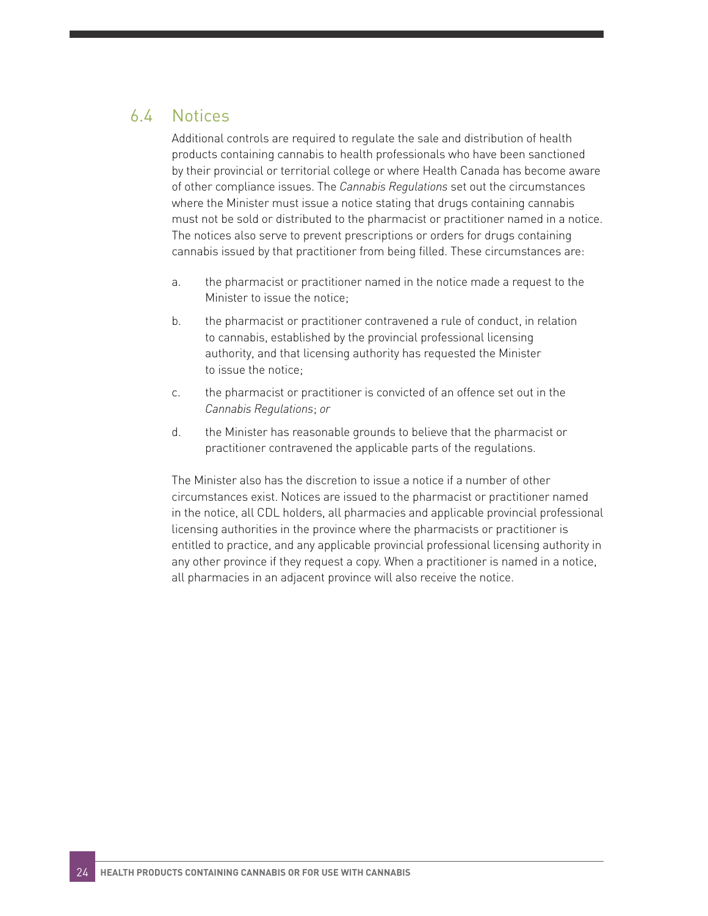## 6.4 Notices

Additional controls are required to regulate the sale and distribution of health products containing cannabis to health professionals who have been sanctioned by their provincial or territorial college or where Health Canada has become aware of other compliance issues. The *Cannabis Regulations* set out the circumstances where the Minister must issue a notice stating that drugs containing cannabis must not be sold or distributed to the pharmacist or practitioner named in a notice. The notices also serve to prevent prescriptions or orders for drugs containing cannabis issued by that practitioner from being filled. These circumstances are:

a. the pharmacist or practitioner named in the notice made a request to the Minister to issue the notice;

b. the pharmacist or practitioner contravened a rule of conduct, in relation to cannabis, established by the provincial professional licensing authority, and that licensing authority has requested the Minister to issue the notice;

c. the pharmacist or practitioner is convicted of an offence set out in the *Cannabis Regulations*; *or*

d. the Minister has reasonable grounds to believe that the pharmacist or practitioner contravened the applicable parts of the regulations.

The Minister also has the discretion to issue a notice if a number of other circumstances exist. Notices are issued to the pharmacist or practitioner named in the notice, all CDL holders, all pharmacies and applicable provincial professional licensing authorities in the province where the pharmacists or practitioner is entitled to practice, and any applicable provincial professional licensing authority in any other province if they request a copy. When a practitioner is named in a notice, all pharmacies in an adjacent province will also receive the notice.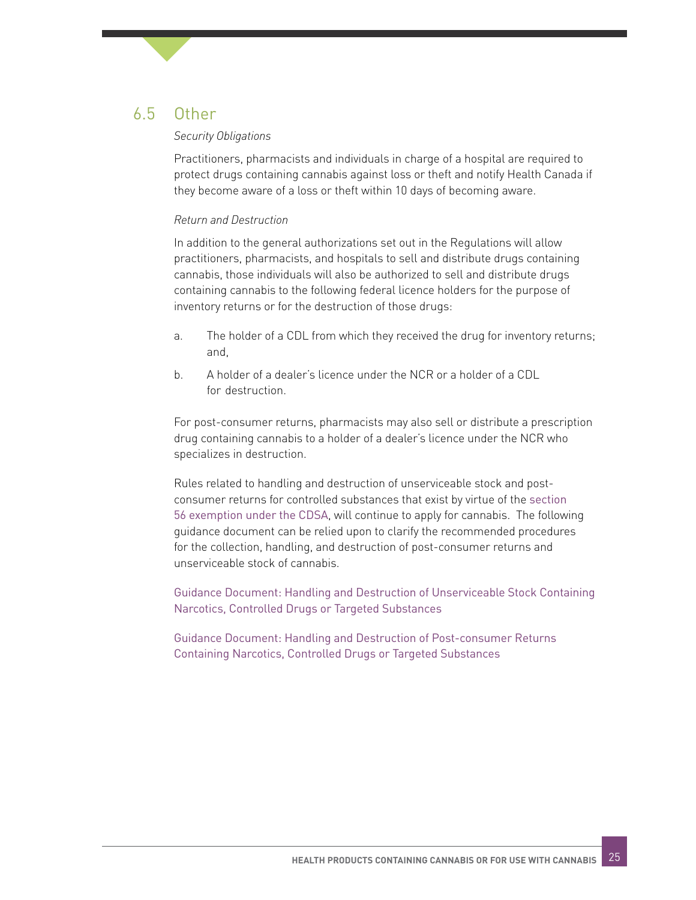## 6.5 Other

*Security Obligations*

Practitioners, pharmacists and individuals in charge of a hospital are required to protect drugs containing cannabis against loss or theft and notify Health Canada if they become aware of a loss or theft within 10 days of becoming aware.

*Return and Destruction*

In addition to the general authorizations set out in the Regulations will allow practitioners, pharmacists, and hospitals to sell and distribute drugs containing cannabis, those individuals will also be authorized to sell and distribute drugs containing cannabis to the following federal licence holders for the purpose of inventory returns or for the destruction of those drugs:

a. The holder of a CDL from which they received the drug for inventory returns; and,

b. A holder of a dealer's licence under the NCR or a holder of a CDL for destruction.

For post-consumer returns, pharmacists may also sell or distribute a prescription drug containing cannabis to a holder of a dealer's licence under the NCR who specializes in destruction.

Rules related to handling and destruction of unserviceable stock and post-consumer returns for controlled substances that exist by virtue of the section 56 exemption under the CDSA, will continue to apply for cannabis. The following guidance document can be relied upon to clarify the recommended procedures for the collection, handling, and destruction of post-consumer returns and unserviceable stock of cannabis.

Guidance Document: Handling and Destruction of Unserviceable Stock Containing Narcotics, Controlled Drugs or Targeted Substances

Guidance Document: Handling and Destruction of Post-consumer Returns Containing Narcotics, Controlled Drugs or Targeted Substances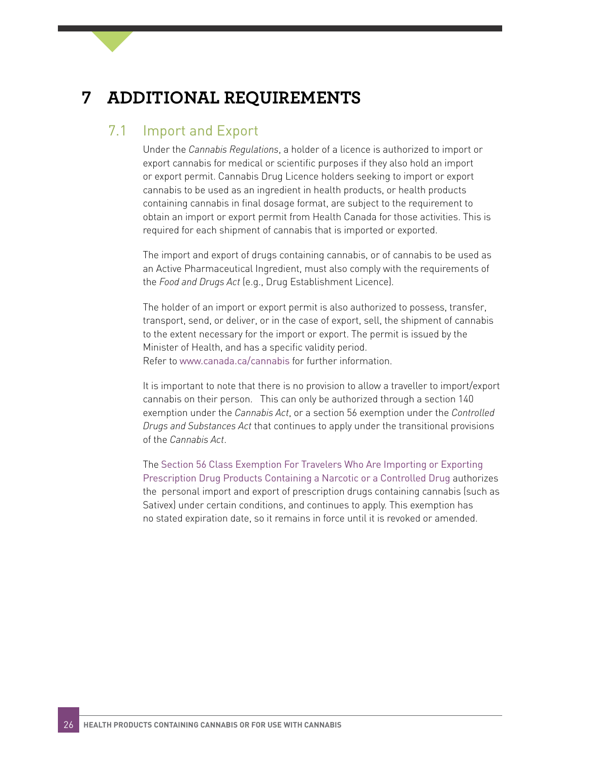# 7 ADDITIONAL REQUIREMENTS

## 7.1 Import and Export

Under the *Cannabis Regulations*, a holder of a licence is authorized to import or export cannabis for medical or scientific purposes if they also hold an import or export permit. Cannabis Drug Licence holders seeking to import or export cannabis to be used as an ingredient in health products, or health products containing cannabis in final dosage format, are subject to the requirement to obtain an import or export permit from Health Canada for those activities. This is required for each shipment of cannabis that is imported or exported.

The import and export of drugs containing cannabis, or of cannabis to be used as an Active Pharmaceutical Ingredient, must also comply with the requirements of the *Food and Drugs Act* (e.g., Drug Establishment Licence).

The holder of an import or export permit is also authorized to possess, transfer, transport, send, or deliver, or in the case of export, sell, the shipment of cannabis to the extent necessary for the import or export. The permit is issued by the Minister of Health, and has a specific validity period.
Refer to www.canada.ca/cannabis for further information.

It is important to note that there is no provision to allow a traveller to import/export cannabis on their person. This can only be authorized through a section 140 exemption under the *Cannabis Act*, or a section 56 exemption under the *Controlled Drugs and Substances Act* that continues to apply under the transitional provisions of the *Cannabis Act*.

The Section 56 Class Exemption For Travelers Who Are Importing or Exporting Prescription Drug Products Containing a Narcotic or a Controlled Drug authorizes the personal import and export of prescription drugs containing cannabis (such as Sativex) under certain conditions, and continues to apply. This exemption has no stated expiration date, so it remains in force until it is revoked or amended.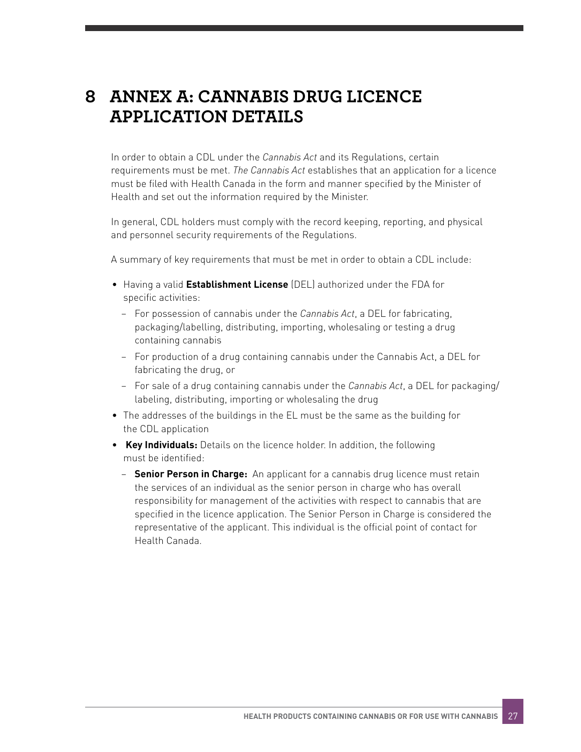# 8 ANNEX A: CANNABIS DRUG LICENCE APPLICATION DETAILS

In order to obtain a CDL under the *Cannabis Act* and its Regulations, certain requirements must be met. *The Cannabis Act* establishes that an application for a licence must be filed with Health Canada in the form and manner specified by the Minister of Health and set out the information required by the Minister.

In general, CDL holders must comply with the record keeping, reporting, and physical and personnel security requirements of the Regulations.

A summary of key requirements that must be met in order to obtain a CDL include:

- Having a valid **Establishment License** (DEL) authorized under the FDA for specific activities:
  - For possession of cannabis under the *Cannabis Act*, a DEL for fabricating, packaging/labelling, distributing, importing, wholesaling or testing a drug containing cannabis
  - For production of a drug containing cannabis under the Cannabis Act, a DEL for fabricating the drug, or
  - For sale of a drug containing cannabis under the *Cannabis Act*, a DEL for packaging/labeling, distributing, importing or wholesaling the drug
- The addresses of the buildings in the EL must be the same as the building for the CDL application
- **Key Individuals:** Details on the licence holder. In addition, the following must be identified:
  - **Senior Person in Charge:** An applicant for a cannabis drug licence must retain the services of an individual as the senior person in charge who has overall responsibility for management of the activities with respect to cannabis that are specified in the licence application. The Senior Person in Charge is considered the representative of the applicant. This individual is the official point of contact for Health Canada.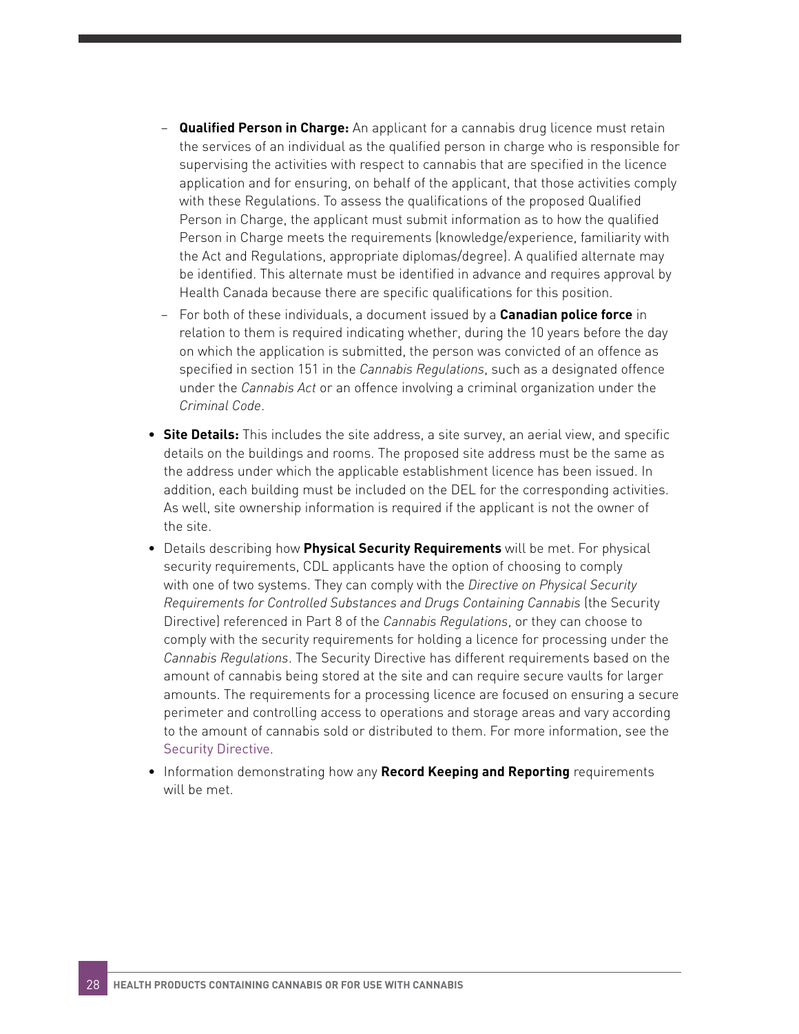- **Qualified Person in Charge:** An applicant for a cannabis drug licence must retain the services of an individual as the qualified person in charge who is responsible for supervising the activities with respect to cannabis that are specified in the licence application and for ensuring, on behalf of the applicant, that those activities comply with these Regulations. To assess the qualifications of the proposed Qualified Person in Charge, the applicant must submit information as to how the qualified Person in Charge meets the requirements (knowledge/experience, familiarity with the Act and Regulations, appropriate diplomas/degree). A qualified alternate may be identified. This alternate must be identified in advance and requires approval by Health Canada because there are specific qualifications for this position.
  - For both of these individuals, a document issued by a **Canadian police force** in relation to them is required indicating whether, during the 10 years before the day on which the application is submitted, the person was convicted of an offence as specified in section 151 in the *Cannabis Regulations*, such as a designated offence under the *Cannabis Act* or an offence involving a criminal organization under the *Criminal Code*.
- **Site Details:** This includes the site address, a site survey, an aerial view, and specific details on the buildings and rooms. The proposed site address must be the same as the address under which the applicable establishment licence has been issued. In addition, each building must be included on the DEL for the corresponding activities. As well, site ownership information is required if the applicant is not the owner of the site.
- Details describing how **Physical Security Requirements** will be met. For physical security requirements, CDL applicants have the option of choosing to comply with one of two systems. They can comply with the *Directive on Physical Security Requirements for Controlled Substances and Drugs Containing Cannabis* (the Security Directive) referenced in Part 8 of the *Cannabis Regulations*, or they can choose to comply with the security requirements for holding a licence for processing under the *Cannabis Regulations*. The Security Directive has different requirements based on the amount of cannabis being stored at the site and can require secure vaults for larger amounts. The requirements for a processing licence are focused on ensuring a secure perimeter and controlling access to operations and storage areas and vary according to the amount of cannabis sold or distributed to them. For more information, see the Security Directive.
- Information demonstrating how any **Record Keeping and Reporting** requirements will be met.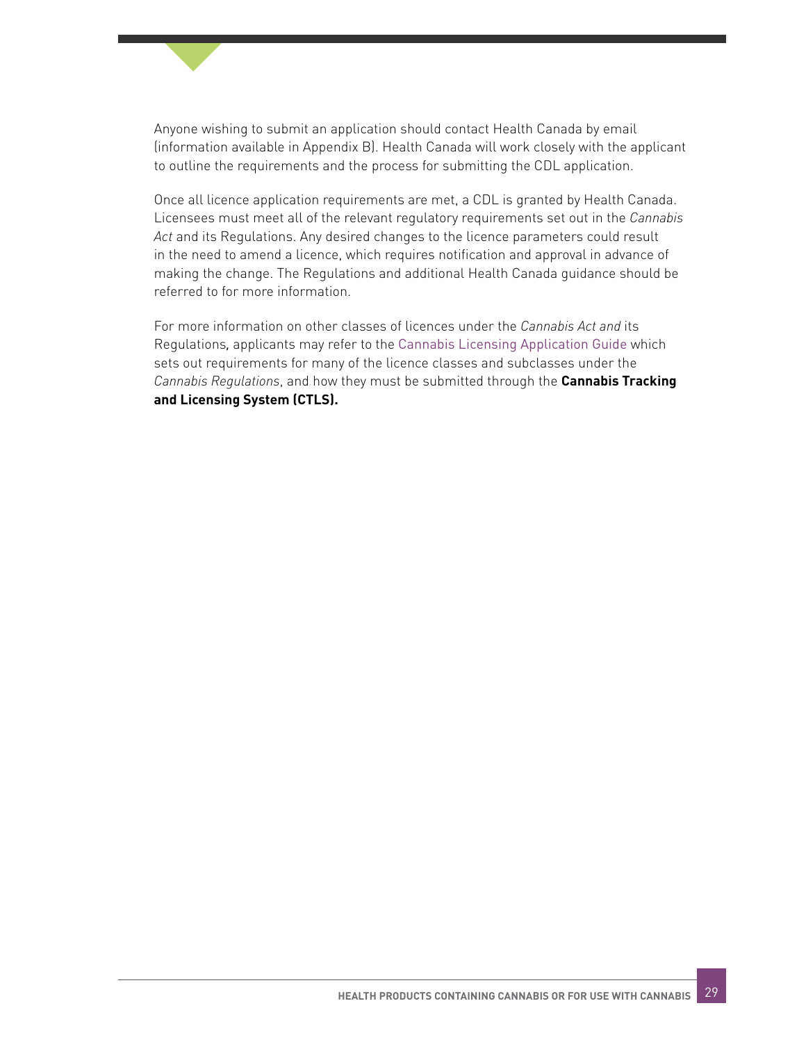Anyone wishing to submit an application should contact Health Canada by email (information available in Appendix B). Health Canada will work closely with the applicant to outline the requirements and the process for submitting the CDL application.

Once all licence application requirements are met, a CDL is granted by Health Canada. Licensees must meet all of the relevant regulatory requirements set out in the *Cannabis Act* and its Regulations. Any desired changes to the licence parameters could result in the need to amend a licence, which requires notification and approval in advance of making the change. The Regulations and additional Health Canada guidance should be referred to for more information.

For more information on other classes of licences under the *Cannabis Act and* its Regulations, applicants may refer to the Cannabis Licensing Application Guide which sets out requirements for many of the licence classes and subclasses under the *Cannabis Regulations*, and how they must be submitted through the **Cannabis Tracking and Licensing System (CTLS).**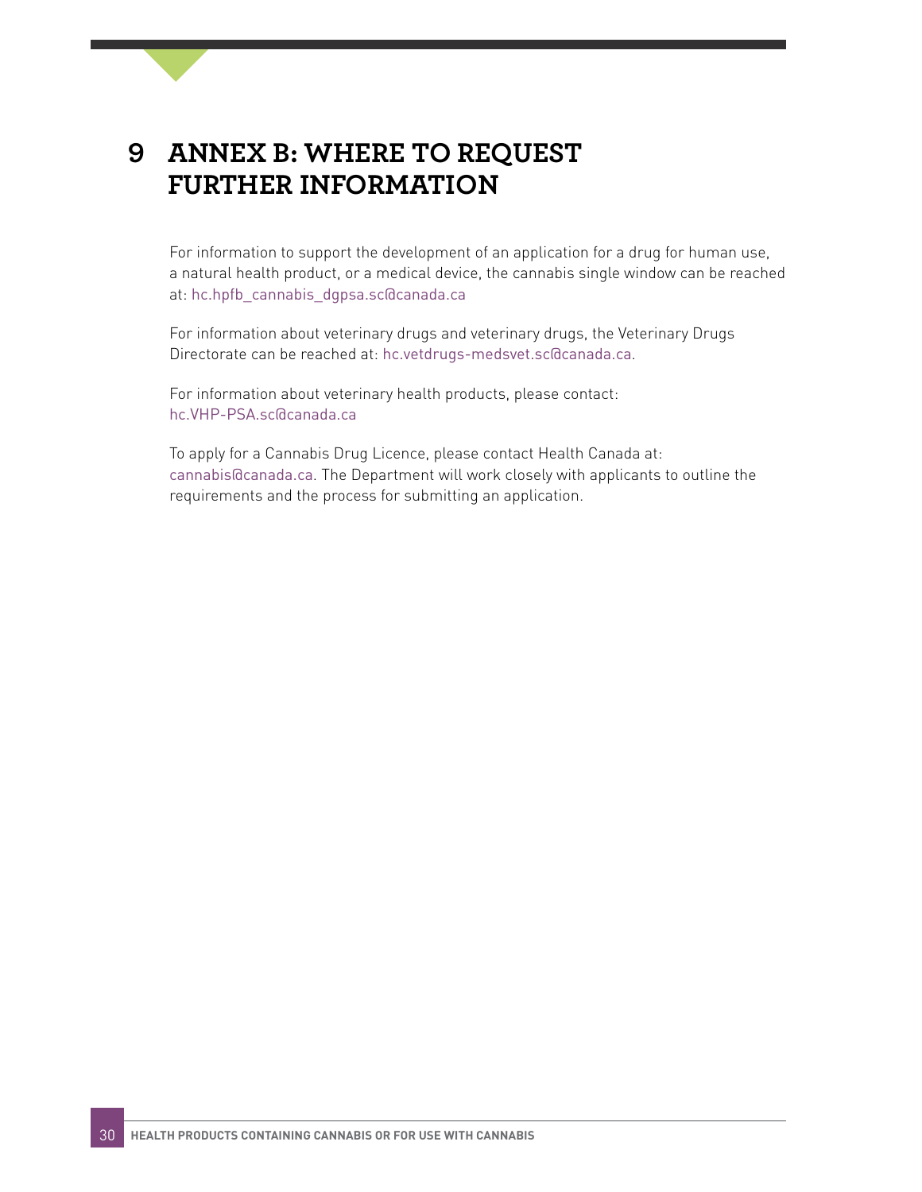# 9 ANNEX B: WHERE TO REQUEST FURTHER INFORMATION

For information to support the development of an application for a drug for human use, a natural health product, or a medical device, the cannabis single window can be reached at: hc.hpfb_cannabis_dgpsa.sc@canada.ca

For information about veterinary drugs and veterinary drugs, the Veterinary Drugs Directorate can be reached at: hc.vetdrugs-medsvet.sc@canada.ca.

For information about veterinary health products, please contact: hc.VHP-PSA.sc@canada.ca

To apply for a Cannabis Drug Licence, please contact Health Canada at: cannabis@canada.ca. The Department will work closely with applicants to outline the requirements and the process for submitting an application.